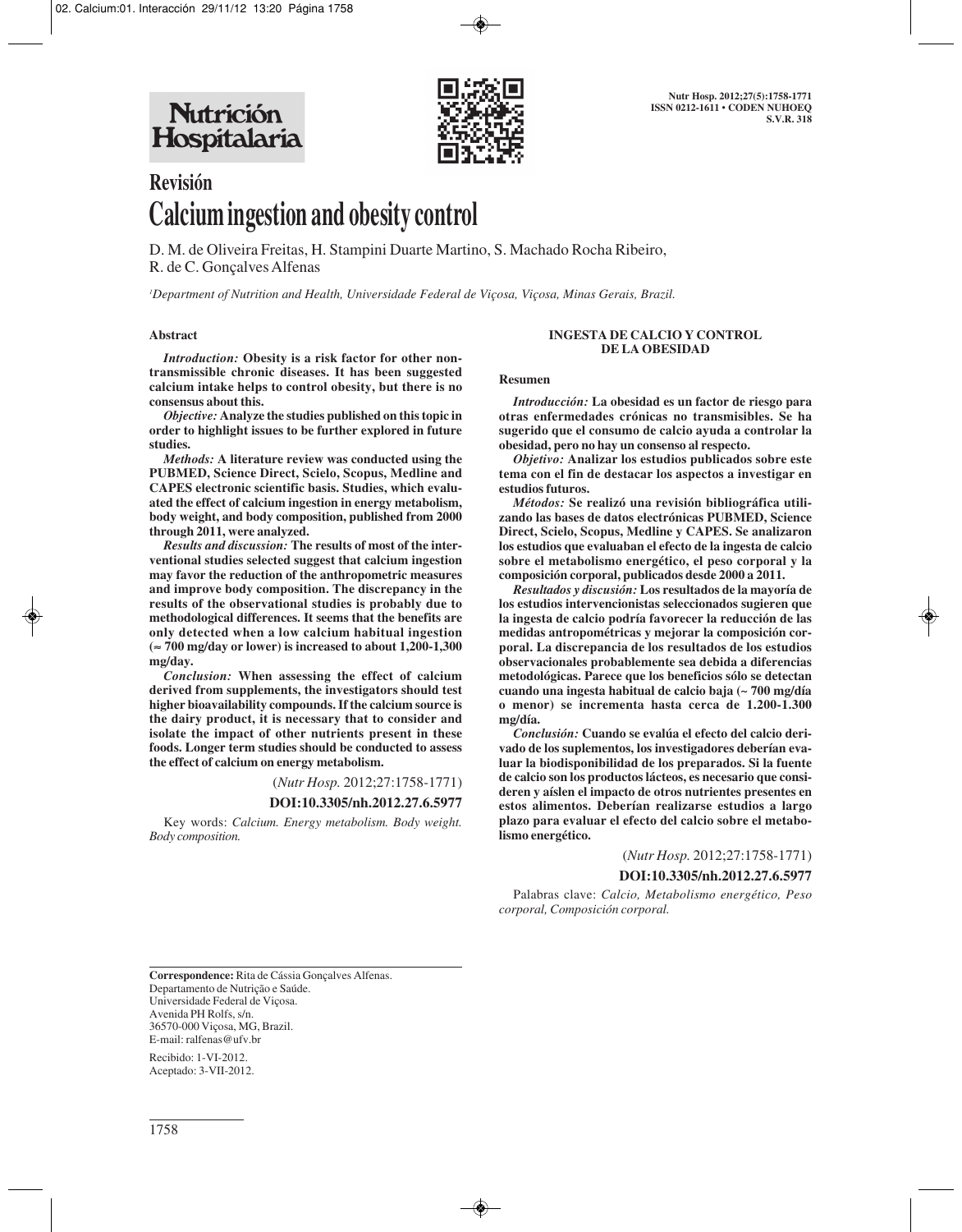## Revisión

# Calcium ingestion and obesity control

D. M. de Oliveira Freitas, H. Stampini Duarte Martino, S. Machado Rocha Ribeiro, R. de C. Gonçalves Alfenas

[1]Department of Nutrition and Health, Universidade Federal de Viçosa, Viçosa, Minas Gerais, Brazil.

### Abstract

***Introduction:*** **Obesity is a risk factor for other non-transmissible chronic diseases. It has been suggested calcium intake helps to control obesity, but there is no consensus about this.**

***Objective:*** **Analyze the studies published on this topic in order to highlight issues to be further explored in future studies.**

***Methods:*** **A literature review was conducted using the PUBMED, Science Direct, Scielo, Scopus, Medline and CAPES electronic scientific basis. Studies, which evaluated the effect of calcium ingestion in energy metabolism, body weight, and body composition, published from 2000 through 2011, were analyzed.**

***Results and discussion:*** **The results of most of the interventional studies selected suggest that calcium ingestion may favor the reduction of the anthropometric measures and improve body composition. The discrepancy in the results of the observational studies is probably due to methodological differences. It seems that the benefits are only detected when a low calcium habitual ingestion (≈ 700 mg/day or lower) is increased to about 1,200-1,300 mg/day.**

***Conclusion:*** **When assessing the effect of calcium derived from supplements, the investigators should test higher bioavailability compounds. If the calcium source is the dairy product, it is necessary that to consider and isolate the impact of other nutrients present in these foods. Longer term studies should be conducted to assess the effect of calcium on energy metabolism.**

(*Nutr Hosp.* 2012;27:1758-1771)

**DOI:10.3305/nh.2012.27.6.5977**

Key words: *Calcium. Energy metabolism. Body weight. Body composition.*

### INGESTA DE CALCIO Y CONTROL DE LA OBESIDAD

#### Resumen

***Introducción:*** **La obesidad es un factor de riesgo para otras enfermedades crónicas no transmisibles. Se ha sugerido que el consumo de calcio ayuda a controlar la obesidad, pero no hay un consenso al respecto.**

***Objetivo:*** **Analizar los estudios publicados sobre este tema con el fin de destacar los aspectos a investigar en estudios futuros.**

***Métodos:*** **Se realizó una revisión bibliográfica utilizando las bases de datos electrónicas PUBMED, Science Direct, Scielo, Scopus, Medline y CAPES. Se analizaron los estudios que evaluaban el efecto de la ingesta de calcio sobre el metabolismo energético, el peso corporal y la composición corporal, publicados desde 2000 a 2011.**

***Resultados y discusión:*** **Los resultados de la mayoría de los estudios intervencionistas seleccionados sugieren que la ingesta de calcio podría favorecer la reducción de las medidas antropométricas y mejorar la composición corporal. La discrepancia de los resultados de los estudios observacionales probablemente sea debida a diferencias metodológicas. Parece que los beneficios sólo se detectan cuando una ingesta habitual de calcio baja (~ 700 mg/día o menor) se incrementa hasta cerca de 1.200-1.300 mg/día.**

***Conclusión:*** **Cuando se evalúa el efecto del calcio derivado de los suplementos, los investigadores deberían evaluar la biodisponibilidad de los preparados. Si la fuente de calcio son los productos lácteos, es necesario que consideren y aíslen el impacto de otros nutrientes presentes en estos alimentos. Deberían realizarse estudios a largo plazo para evaluar el efecto del calcio sobre el metabolismo energético.**

(*Nutr Hosp.* 2012;27:1758-1771)

**DOI:10.3305/nh.2012.27.6.5977**

Palabras clave: *Calcio, Metabolismo energético, Peso corporal, Composición corporal.*

---

**Correspondence:** Rita de Cássia Gonçalves Alfenas.
Departamento de Nutrição e Saúde.
Universidade Federal de Viçosa.
Avenida PH Rolfs, s/n.
36570-000 Viçosa, MG, Brazil.
E-mail: ralfenas@ufv.br

Recibido: 1-VI-2012.
Aceptado: 3-VII-2012.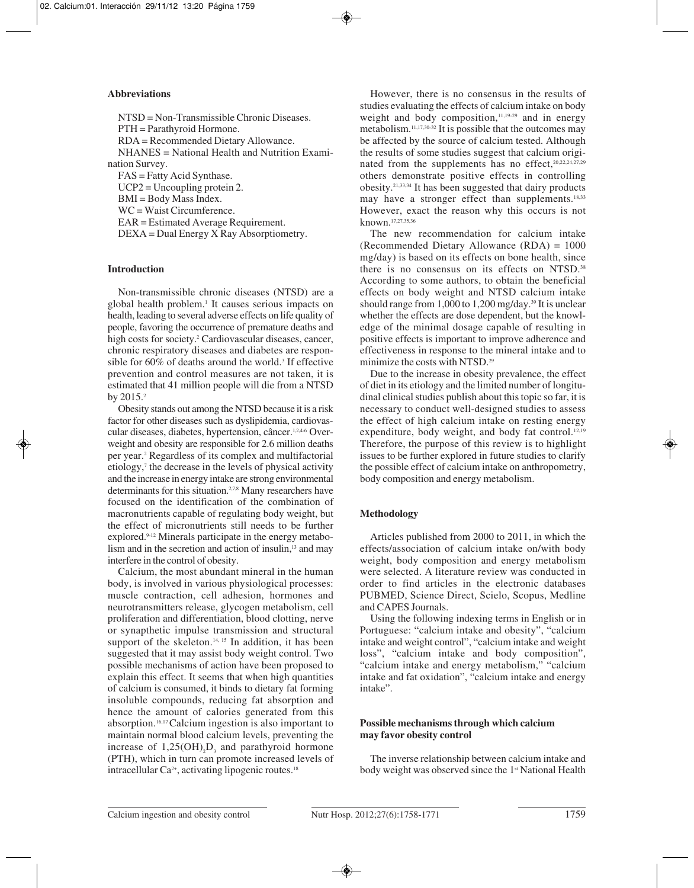### Abbreviations

NTSD = Non-Transmissible Chronic Diseases.
PTH = Parathyroid Hormone.
RDA = Recommended Dietary Allowance.
NHANES = National Health and Nutrition Examination Survey.
FAS = Fatty Acid Synthase.
UCP2 = Uncoupling protein 2.
BMI = Body Mass Index.
WC = Waist Circumference.
EAR = Estimated Average Requirement.
DEXA = Dual Energy X Ray Absorptiometry.

### Introduction

Non-transmissible chronic diseases (NTSD) are a global health problem.[1] It causes serious impacts on health, leading to several adverse effects on life quality of people, favoring the occurrence of premature deaths and high costs for society.[2] Cardiovascular diseases, cancer, chronic respiratory diseases and diabetes are responsible for 60% of deaths around the world.[3] If effective prevention and control measures are not taken, it is estimated that 41 million people will die from a NTSD by 2015.[2]

Obesity stands out among the NTSD because it is a risk factor for other diseases such as dyslipidemia, cardiovascular diseases, diabetes, hypertension, câncer.[1,2,4-6] Overweight and obesity are responsible for 2.6 million deaths per year.[2] Regardless of its complex and multifactorial etiology,[7] the decrease in the levels of physical activity and the increase in energy intake are strong environmental determinants for this situation.[2,7,8] Many researchers have focused on the identification of the combination of macronutrients capable of regulating body weight, but the effect of micronutrients still needs to be further explored.[9-12] Minerals participate in the energy metabolism and in the secretion and action of insulin,[13] and may interfere in the control of obesity.

Calcium, the most abundant mineral in the human body, is involved in various physiological processes: muscle contraction, cell adhesion, hormones and neurotransmitters release, glycogen metabolism, cell proliferation and differentiation, blood clotting, nerve or synapthetic impulse transmission and structural support of the skeleton.[14, 15] In addition, it has been suggested that it may assist body weight control. Two possible mechanisms of action have been proposed to explain this effect. It seems that when high quantities of calcium is consumed, it binds to dietary fat forming insoluble compounds, reducing fat absorption and hence the amount of calories generated from this absorption.[16,17] Calcium ingestion is also important to maintain normal blood calcium levels, preventing the increase of $1,25(OH)_2D_3$ and parathyroid hormone (PTH), which in turn can promote increased levels of intracellular $Ca^{2+}$, activating lipogenic routes.[18]

However, there is no consensus in the results of studies evaluating the effects of calcium intake on body weight and body composition,[11,19-29] and in energy metabolism.[11,17,30-32] It is possible that the outcomes may be affected by the source of calcium tested. Although the results of some studies suggest that calcium originated from the supplements has no effect,[20,22,24,27,29] others demonstrate positive effects in controlling obesity.[21,33,34] It has been suggested that dairy products may have a stronger effect than supplements.[18,33] However, exact the reason why this occurs is not known.[17,27,35,36]

The new recommendation for calcium intake (Recommended Dietary Allowance (RDA) = 1000 mg/day) is based on its effects on bone health, since there is no consensus on its effects on NTSD.[38] According to some authors, to obtain the beneficial effects on body weight and NTSD calcium intake should range from 1,000 to 1,200 mg/day.[39] It is unclear whether the effects are dose dependent, but the knowledge of the minimal dosage capable of resulting in positive effects is important to improve adherence and effectiveness in response to the mineral intake and to minimize the costs with NTSD.[29]

Due to the increase in obesity prevalence, the effect of diet in its etiology and the limited number of longitudinal clinical studies publish about this topic so far, it is necessary to conduct well-designed studies to assess the effect of high calcium intake on resting energy expenditure, body weight, and body fat control.[12,19] Therefore, the purpose of this review is to highlight issues to be further explored in future studies to clarify the possible effect of calcium intake on anthropometry, body composition and energy metabolism.

### Methodology

Articles published from 2000 to 2011, in which the effects/association of calcium intake on/with body weight, body composition and energy metabolism were selected. A literature review was conducted in order to find articles in the electronic databases PUBMED, Science Direct, Scielo, Scopus, Medline and CAPES Journals.

Using the following indexing terms in English or in Portuguese: "calcium intake and obesity", "calcium intake and weight control", "calcium intake and weight loss", "calcium intake and body composition", "calcium intake and energy metabolism," "calcium intake and fat oxidation", "calcium intake and energy intake".

### Possible mechanisms through which calcium may favor obesity control

The inverse relationship between calcium intake and body weight was observed since the 1st National Health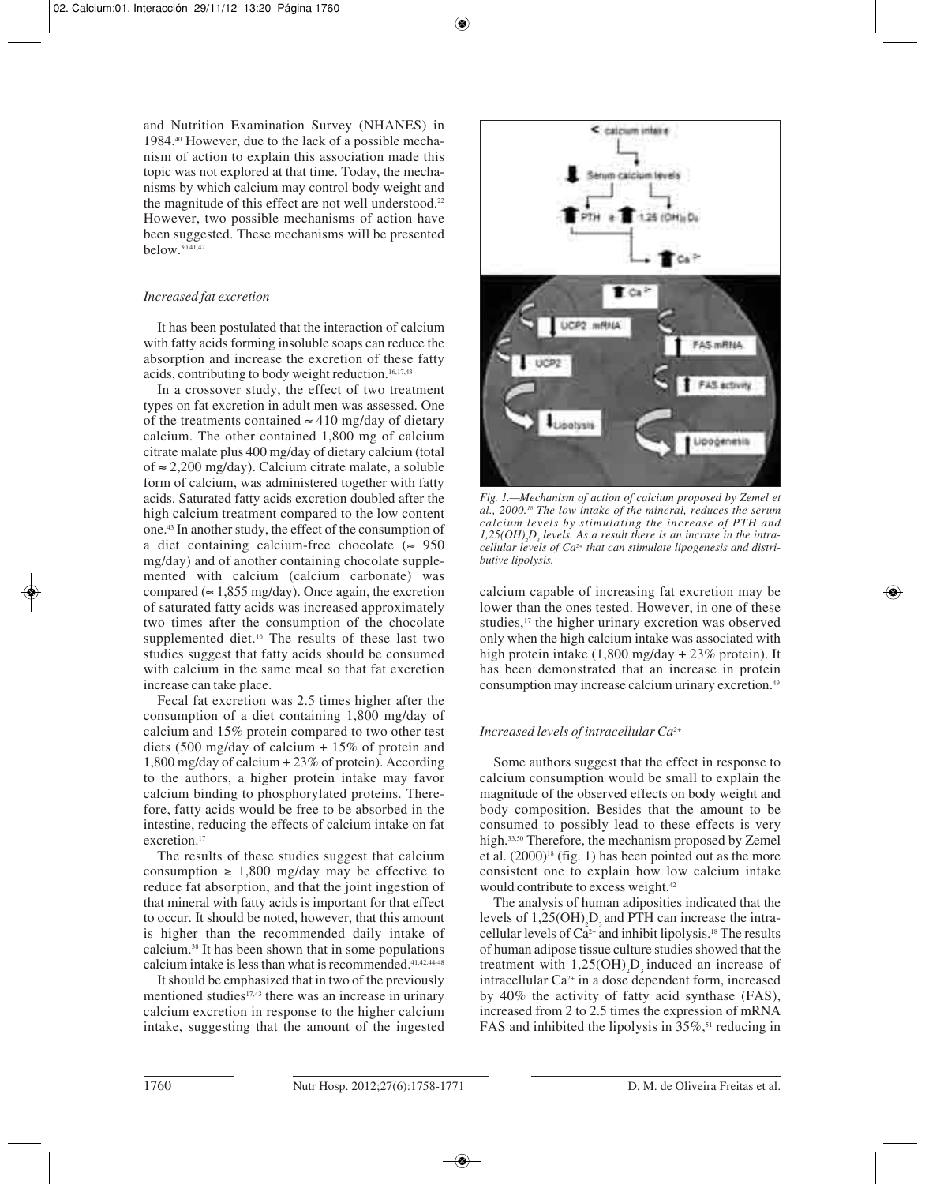and Nutrition Examination Survey (NHANES) in 1984.[40] However, due to the lack of a possible mechanism of action to explain this association made this topic was not explored at that time. Today, the mechanisms by which calcium may control body weight and the magnitude of this effect are not well understood.[22] However, two possible mechanisms of action have been suggested. These mechanisms will be presented below.[30,41,42]

### *Increased fat excretion*

It has been postulated that the interaction of calcium with fatty acids forming insoluble soaps can reduce the absorption and increase the excretion of these fatty acids, contributing to body weight reduction.[16,17,43]

In a crossover study, the effect of two treatment types on fat excretion in adult men was assessed. One of the treatments contained ≈ 410 mg/day of dietary calcium. The other contained 1,800 mg of calcium citrate malate plus 400 mg/day of dietary calcium (total of ≈ 2,200 mg/day). Calcium citrate malate, a soluble form of calcium, was administered together with fatty acids. Saturated fatty acids excretion doubled after the high calcium treatment compared to the low content one.[43] In another study, the effect of the consumption of a diet containing calcium-free chocolate (≈ 950 mg/day) and of another containing chocolate supplemented with calcium (calcium carbonate) was compared (≈ 1,855 mg/day). Once again, the excretion of saturated fatty acids was increased approximately two times after the consumption of the chocolate supplemented diet.[16] The results of these last two studies suggest that fatty acids should be consumed with calcium in the same meal so that fat excretion increase can take place.

Fecal fat excretion was 2.5 times higher after the consumption of a diet containing 1,800 mg/day of calcium and 15% protein compared to two other test diets (500 mg/day of calcium + 15% of protein and 1,800 mg/day of calcium + 23% of protein). According to the authors, a higher protein intake may favor calcium binding to phosphorylated proteins. Therefore, fatty acids would be free to be absorbed in the intestine, reducing the effects of calcium intake on fat excretion.[17]

The results of these studies suggest that calcium consumption ≥ 1,800 mg/day may be effective to reduce fat absorption, and that the joint ingestion of that mineral with fatty acids is important for that effect to occur. It should be noted, however, that this amount is higher than the recommended daily intake of calcium.[38] It has been shown that in some populations calcium intake is less than what is recommended.[41,42,44-48]

It should be emphasized that in two of the previously mentioned studies[17,43] there was an increase in urinary calcium excretion in response to the higher calcium intake, suggesting that the amount of the ingested calcium capable of increasing fat excretion may be lower than the ones tested. However, in one of these studies,[17] the higher urinary excretion was observed only when the high calcium intake was associated with high protein intake (1,800 mg/day + 23% protein). It has been demonstrated that an increase in protein consumption may increase calcium urinary excretion.[49]

*Fig. 1.—Mechanism of action of calcium proposed by Zemel et al., 2000.[18] The low intake of the mineral, reduces the serum calcium levels by stimulating the increase of PTH and $1,25(OH)_2D_3$ levels. As a result there is an incrase in the intracellular levels of $Ca^{2+}$ that can stimulate lipogenesis and distributive lipolysis.*

### *Increased levels of intracellular $Ca^{2+}$*

Some authors suggest that the effect in response to calcium consumption would be small to explain the magnitude of the observed effects on body weight and body composition. Besides that the amount to be consumed to possibly lead to these effects is very high.[33,50] Therefore, the mechanism proposed by Zemel et al. (2000)[18] (fig. 1) has been pointed out as the more consistent one to explain how low calcium intake would contribute to excess weight.[42]

The analysis of human adiposities indicated that the levels of $1,25(OH)_2D_3$ and PTH can increase the intracellular levels of $Ca^{2+}$ and inhibit lipolysis.[18] The results of human adipose tissue culture studies showed that the treatment with $1,25(OH)_2D_3$ induced an increase of intracellular $Ca^{2+}$ in a dose dependent form, increased by 40% the activity of fatty acid synthase (FAS), increased from 2 to 2.5 times the expression of mRNA FAS and inhibited the lipolysis in 35%,[51] reducing in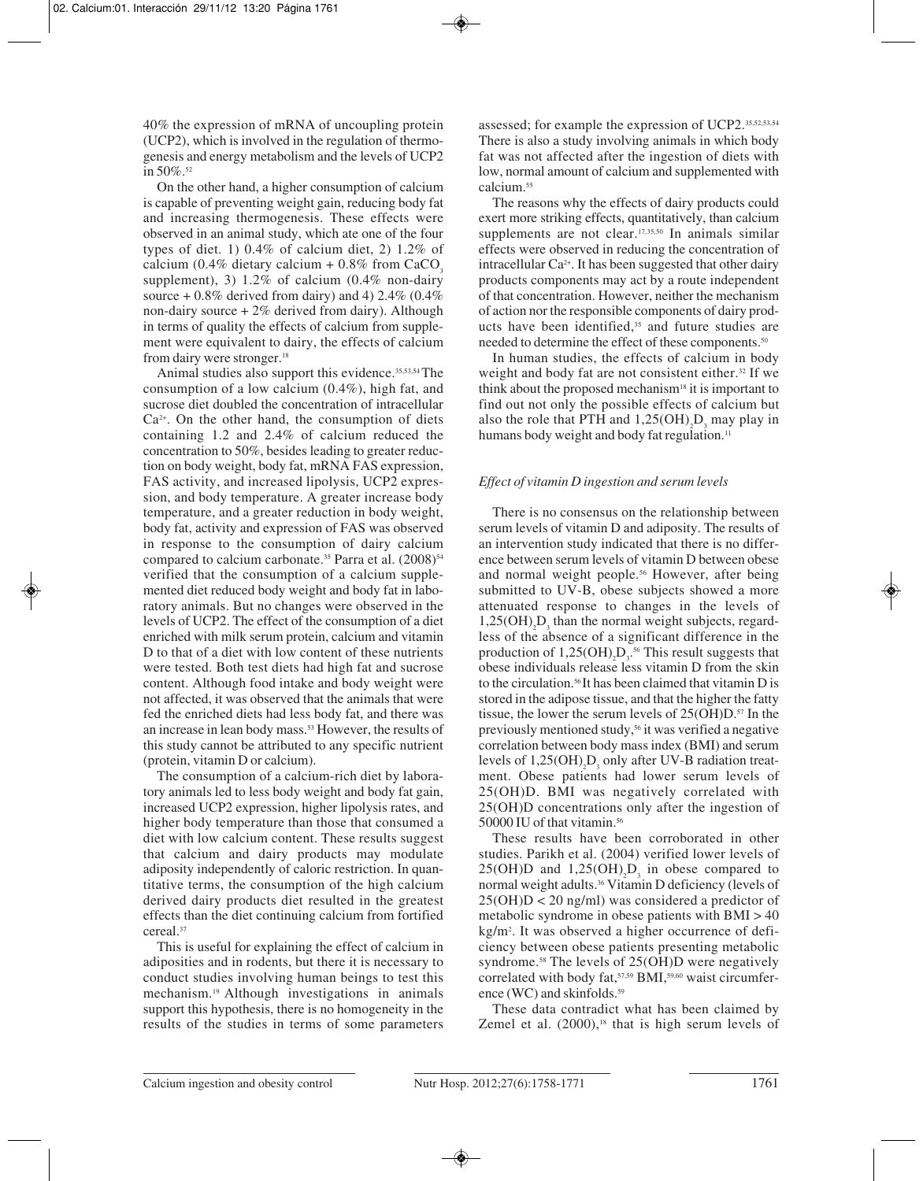40% the expression of mRNA of uncoupling protein (UCP2), which is involved in the regulation of thermogenesis and energy metabolism and the levels of UCP2 in 50%.[52]

On the other hand, a higher consumption of calcium is capable of preventing weight gain, reducing body fat and increasing thermogenesis. These effects were observed in an animal study, which ate one of the four types of diet. 1) 0.4% of calcium diet, 2) 1.2% of calcium (0.4% dietary calcium + 0.8% from $CaCO_3$ supplement), 3) 1.2% of calcium (0.4% non-dairy source + 0.8% derived from dairy) and 4) 2.4% (0.4% non-dairy source + 2% derived from dairy). Although in terms of quality the effects of calcium from supplement were equivalent to dairy, the effects of calcium from dairy were stronger.[18]

Animal studies also support this evidence.[35,53,54] The consumption of a low calcium (0.4%), high fat, and sucrose diet doubled the concentration of intracellular $Ca^{2+}$. On the other hand, the consumption of diets containing 1.2 and 2.4% of calcium reduced the concentration to 50%, besides leading to greater reduction on body weight, body fat, mRNA FAS expression, FAS activity, and increased lipolysis, UCP2 expression, and body temperature. A greater increase body temperature, and a greater reduction in body weight, body fat, activity and expression of FAS was observed in response to the consumption of dairy calcium compared to calcium carbonate.[35] Parra et al. (2008)[54] verified that the consumption of a calcium supplemented diet reduced body weight and body fat in laboratory animals. But no changes were observed in the levels of UCP2. The effect of the consumption of a diet enriched with milk serum protein, calcium and vitamin D to that of a diet with low content of these nutrients were tested. Both test diets had high fat and sucrose content. Although food intake and body weight were not affected, it was observed that the animals that were fed the enriched diets had less body fat, and there was an increase in lean body mass.[53] However, the results of this study cannot be attributed to any specific nutrient (protein, vitamin D or calcium).

The consumption of a calcium-rich diet by laboratory animals led to less body weight and body fat gain, increased UCP2 expression, higher lipolysis rates, and higher body temperature than those that consumed a diet with low calcium content. These results suggest that calcium and dairy products may modulate adiposity independently of caloric restriction. In quantitative terms, the consumption of the high calcium derived dairy products diet resulted in the greatest effects than the diet continuing calcium from fortified cereal.[37]

This is useful for explaining the effect of calcium in adiposities and in rodents, but there it is necessary to conduct studies involving human beings to test this mechanism.[19] Although investigations in animals support this hypothesis, there is no homogeneity in the results of the studies in terms of some parameters assessed; for example the expression of UCP2.[35,52,53,54] There is also a study involving animals in which body fat was not affected after the ingestion of diets with low, normal amount of calcium and supplemented with calcium.[55]

The reasons why the effects of dairy products could exert more striking effects, quantitatively, than calcium supplements are not clear.[17,35,50] In animals similar effects were observed in reducing the concentration of intracellular $Ca^{2+}$. It has been suggested that other dairy products components may act by a route independent of that concentration. However, neither the mechanism of action nor the responsible components of dairy products have been identified,[35] and future studies are needed to determine the effect of these components.[50]

In human studies, the effects of calcium in body weight and body fat are not consistent either.[32] If we think about the proposed mechanism[18] it is important to find out not only the possible effects of calcium but also the role that PTH and $1,25(OH)_2D_3$ may play in humans body weight and body fat regulation.[11]

### *Effect of vitamin D ingestion and serum levels*

There is no consensus on the relationship between serum levels of vitamin D and adiposity. The results of an intervention study indicated that there is no difference between serum levels of vitamin D between obese and normal weight people.[56] However, after being submitted to UV-B, obese subjects showed a more attenuated response to changes in the levels of $1,25(OH)_2D_3$ than the normal weight subjects, regardless of the absence of a significant difference in the production of $1,25(OH)_2D_3$.[56] This result suggests that obese individuals release less vitamin D from the skin to the circulation.[56] It has been claimed that vitamin D is stored in the adipose tissue, and that the higher the fatty tissue, the lower the serum levels of 25(OH)D.[57] In the previously mentioned study,[56] it was verified a negative correlation between body mass index (BMI) and serum levels of $1,25(OH)_2D_3$ only after UV-B radiation treatment. Obese patients had lower serum levels of 25(OH)D. BMI was negatively correlated with 25(OH)D concentrations only after the ingestion of 50000 IU of that vitamin.[56]

These results have been corroborated in other studies. Parikh et al. (2004) verified lower levels of 25(OH)D and $1,25(OH)_2D_3$ in obese compared to normal weight adults.[36] Vitamin D deficiency (levels of 25(OH)D < 20 ng/ml) was considered a predictor of metabolic syndrome in obese patients with BMI > 40 $kg/m^2$. It was observed a higher occurrence of deficiency between obese patients presenting metabolic syndrome.[58] The levels of 25(OH)D were negatively correlated with body fat,[57,59] BMI,[59,60] waist circumference (WC) and skinfolds.[59]

These data contradict what has been claimed by Zemel et al. (2000),[18] that is high serum levels of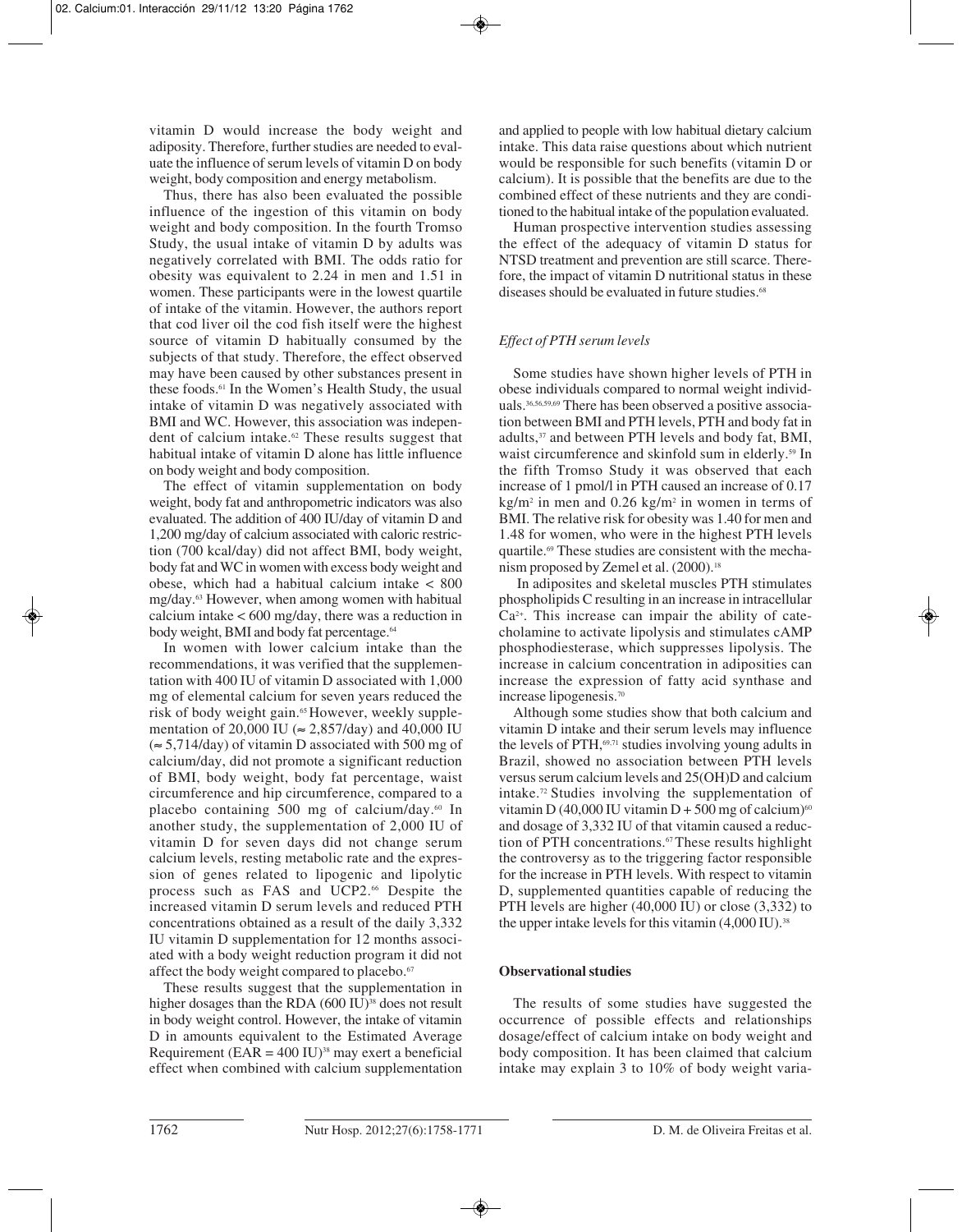vitamin D would increase the body weight and adiposity. Therefore, further studies are needed to evaluate the influence of serum levels of vitamin D on body weight, body composition and energy metabolism.

Thus, there has also been evaluated the possible influence of the ingestion of this vitamin on body weight and body composition. In the fourth Tromso Study, the usual intake of vitamin D by adults was negatively correlated with BMI. The odds ratio for obesity was equivalent to 2.24 in men and 1.51 in women. These participants were in the lowest quartile of intake of the vitamin. However, the authors report that cod liver oil the cod fish itself were the highest source of vitamin D habitually consumed by the subjects of that study. Therefore, the effect observed may have been caused by other substances present in these foods.[61] In the Women's Health Study, the usual intake of vitamin D was negatively associated with BMI and WC. However, this association was independent of calcium intake.[62] These results suggest that habitual intake of vitamin D alone has little influence on body weight and body composition.

The effect of vitamin supplementation on body weight, body fat and anthropometric indicators was also evaluated. The addition of 400 IU/day of vitamin D and 1,200 mg/day of calcium associated with caloric restriction (700 kcal/day) did not affect BMI, body weight, body fat and WC in women with excess body weight and obese, which had a habitual calcium intake < 800 mg/day.[63] However, when among women with habitual calcium intake < 600 mg/day, there was a reduction in body weight, BMI and body fat percentage.[64]

In women with lower calcium intake than the recommendations, it was verified that the supplementation with 400 IU of vitamin D associated with 1,000 mg of elemental calcium for seven years reduced the risk of body weight gain.[65] However, weekly supplementation of 20,000 IU (≈ 2,857/day) and 40,000 IU (≈ 5,714/day) of vitamin D associated with 500 mg of calcium/day, did not promote a significant reduction of BMI, body weight, body fat percentage, waist circumference and hip circumference, compared to a placebo containing 500 mg of calcium/day.[60] In another study, the supplementation of 2,000 IU of vitamin D for seven days did not change serum calcium levels, resting metabolic rate and the expression of genes related to lipogenic and lipolytic process such as FAS and UCP2.[66] Despite the increased vitamin D serum levels and reduced PTH concentrations obtained as a result of the daily 3,332 IU vitamin D supplementation for 12 months associated with a body weight reduction program it did not affect the body weight compared to placebo.[67]

These results suggest that the supplementation in higher dosages than the RDA (600 IU)[38] does not result in body weight control. However, the intake of vitamin D in amounts equivalent to the Estimated Average Requirement (EAR = 400 IU)[38] may exert a beneficial effect when combined with calcium supplementation and applied to people with low habitual dietary calcium intake. This data raise questions about which nutrient would be responsible for such benefits (vitamin D or calcium). It is possible that the benefits are due to the combined effect of these nutrients and they are conditioned to the habitual intake of the population evaluated.

Human prospective intervention studies assessing the effect of the adequacy of vitamin D status for NTSD treatment and prevention are still scarce. Therefore, the impact of vitamin D nutritional status in these diseases should be evaluated in future studies.[68]

### *Effect of PTH serum levels*

Some studies have shown higher levels of PTH in obese individuals compared to normal weight individuals.[36,56,59,69] There has been observed a positive association between BMI and PTH levels, PTH and body fat in adults,[37] and between PTH levels and body fat, BMI, waist circumference and skinfold sum in elderly.[59] In the fifth Tromso Study it was observed that each increase of 1 pmol/l in PTH caused an increase of 0.17 $kg/m^2$ in men and 0.26 $kg/m^2$ in women in terms of BMI. The relative risk for obesity was 1.40 for men and 1.48 for women, who were in the highest PTH levels quartile.[69] These studies are consistent with the mechanism proposed by Zemel et al. (2000).[18]

In adipsotes and skeletal muscles PTH stimulates phospholipids C resulting in an increase in intracellular $Ca^{2+}$. This increase can impair the ability of catecholamine to activate lipolysis and stimulates cAMP phosphodiesterase, which suppresses lipolysis. The increase in calcium concentration in adiposities can increase the expression of fatty acid synthase and increase lipogenesis.[70]

Although some studies show that both calcium and vitamin D intake and their serum levels may influence the levels of PTH,[69,71] studies involving young adults in Brazil, showed no association between PTH levels versus serum calcium levels and 25(OH)D and calcium intake.[72] Studies involving the supplementation of vitamin D (40,000 IU vitamin D + 500 mg of calcium)[60] and dosage of 3,332 IU of that vitamin caused a reduction of PTH concentrations.[67] These results highlight the controversy as to the triggering factor responsible for the increase in PTH levels. With respect to vitamin D, supplemented quantities capable of reducing the PTH levels are higher (40,000 IU) or close (3,332) to the upper intake levels for this vitamin (4,000 IU).[38]

## Observational studies

The results of some studies have suggested the occurrence of possible effects and relationships dosage/effect of calcium intake on body weight and body composition. It has been claimed that calcium intake may explain 3 to 10% of body weight varia-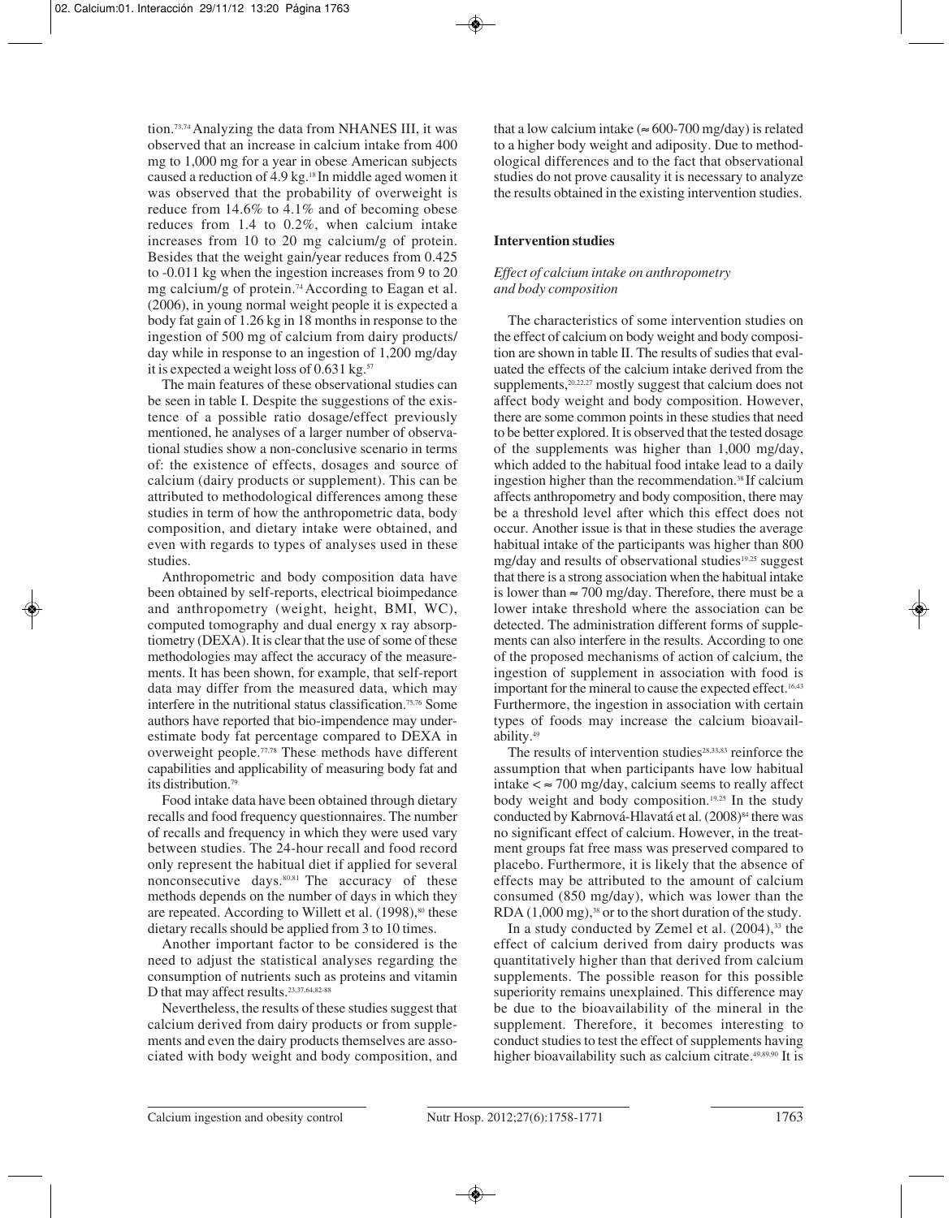tion.[73,74] Analyzing the data from NHANES III, it was observed that an increase in calcium intake from 400 mg to 1,000 mg for a year in obese American subjects caused a reduction of 4.9 kg.[18] In middle aged women it was observed that the probability of overweight is reduce from 14.6% to 4.1% and of becoming obese reduces from 1.4 to 0.2%, when calcium intake increases from 10 to 20 mg calcium/g of protein. Besides that the weight gain/year reduces from 0.425 to -0.011 kg when the ingestion increases from 9 to 20 mg calcium/g of protein.[74] According to Eagan et al. (2006), in young normal weight people it is expected a body fat gain of 1.26 kg in 18 months in response to the ingestion of 500 mg of calcium from dairy products/ day while in response to an ingestion of 1,200 mg/day it is expected a weight loss of 0.631 kg.[57]

The main features of these observational studies can be seen in table I. Despite the suggestions of the existence of a possible ratio dosage/effect previously mentioned, he analyses of a larger number of observational studies show a non-conclusive scenario in terms of: the existence of effects, dosages and source of calcium (dairy products or supplement). This can be attributed to methodological differences among these studies in term of how the anthropometric data, body composition, and dietary intake were obtained, and even with regards to types of analyses used in these studies.

Anthropometric and body composition data have been obtained by self-reports, electrical bioimpedance and anthropometry (weight, height, BMI, WC), computed tomography and dual energy x ray absorptiometry (DEXA). It is clear that the use of some of these methodologies may affect the accuracy of the measurements. It has been shown, for example, that self-report data may differ from the measured data, which may interfere in the nutritional status classification.[75,76] Some authors have reported that bio-impendence may underestimate body fat percentage compared to DEXA in overweight people.[77,78] These methods have different capabilities and applicability of measuring body fat and its distribution.[79]

Food intake data have been obtained through dietary recalls and food frequency questionnaires. The number of recalls and frequency in which they were used vary between studies. The 24-hour recall and food record only represent the habitual diet if applied for several nonconsecutive days.[80,81] The accuracy of these methods depends on the number of days in which they are repeated. According to Willett et al. (1998),[80] these dietary recalls should be applied from 3 to 10 times.

Another important factor to be considered is the need to adjust the statistical analyses regarding the consumption of nutrients such as proteins and vitamin D that may affect results.[23,37,64,82-88]

Nevertheless, the results of these studies suggest that calcium derived from dairy products or from supplements and even the dairy products themselves are associated with body weight and body composition, and that a low calcium intake (≈ 600-700 mg/day) is related to a higher body weight and adiposity. Due to methodological differences and to the fact that observational studies do not prove causality it is necessary to analyze the results obtained in the existing intervention studies.

## Intervention studies

### *Effect of calcium intake on anthropometry and body composition*

The characteristics of some intervention studies on the effect of calcium on body weight and body composition are shown in table II. The results of sudies that evaluated the effects of the calcium intake derived from the supplements,[20,22,27] mostly suggest that calcium does not affect body weight and body composition. However, there are some common points in these studies that need to be better explored. It is observed that the tested dosage of the supplements was higher than 1,000 mg/day, which added to the habitual food intake lead to a daily ingestion higher than the recommendation.[38] If calcium affects anthropometry and body composition, there may be a threshold level after which this effect does not occur. Another issue is that in these studies the average habitual intake of the participants was higher than 800 mg/day and results of observational studies[19,25] suggest that there is a strong association when the habitual intake is lower than ≈ 700 mg/day. Therefore, there must be a lower intake threshold where the association can be detected. The administration different forms of supplements can also interfere in the results. According to one of the proposed mechanisms of action of calcium, the ingestion of supplement in association with food is important for the mineral to cause the expected effect.[16,43] Furthermore, the ingestion in association with certain types of foods may increase the calcium bioavailability.[49]

The results of intervention studies[28,33,83] reinforce the assumption that when participants have low habitual intake < ≈ 700 mg/day, calcium seems to really affect body weight and body composition.[19,25] In the study conducted by Kabrnová-Hlavatá et al. (2008)[84] there was no significant effect of calcium. However, in the treatment groups fat free mass was preserved compared to placebo. Furthermore, it is likely that the absence of effects may be attributed to the amount of calcium consumed (850 mg/day), which was lower than the RDA (1,000 mg),[38] or to the short duration of the study.

In a study conducted by Zemel et al. (2004),[33] the effect of calcium derived from dairy products was quantitatively higher than that derived from calcium supplements. The possible reason for this possible superiority remains unexplained. This difference may be due to the bioavailability of the mineral in the supplement. Therefore, it becomes interesting to conduct studies to test the effect of supplements having higher bioavailability such as calcium citrate.[49,89,90] It is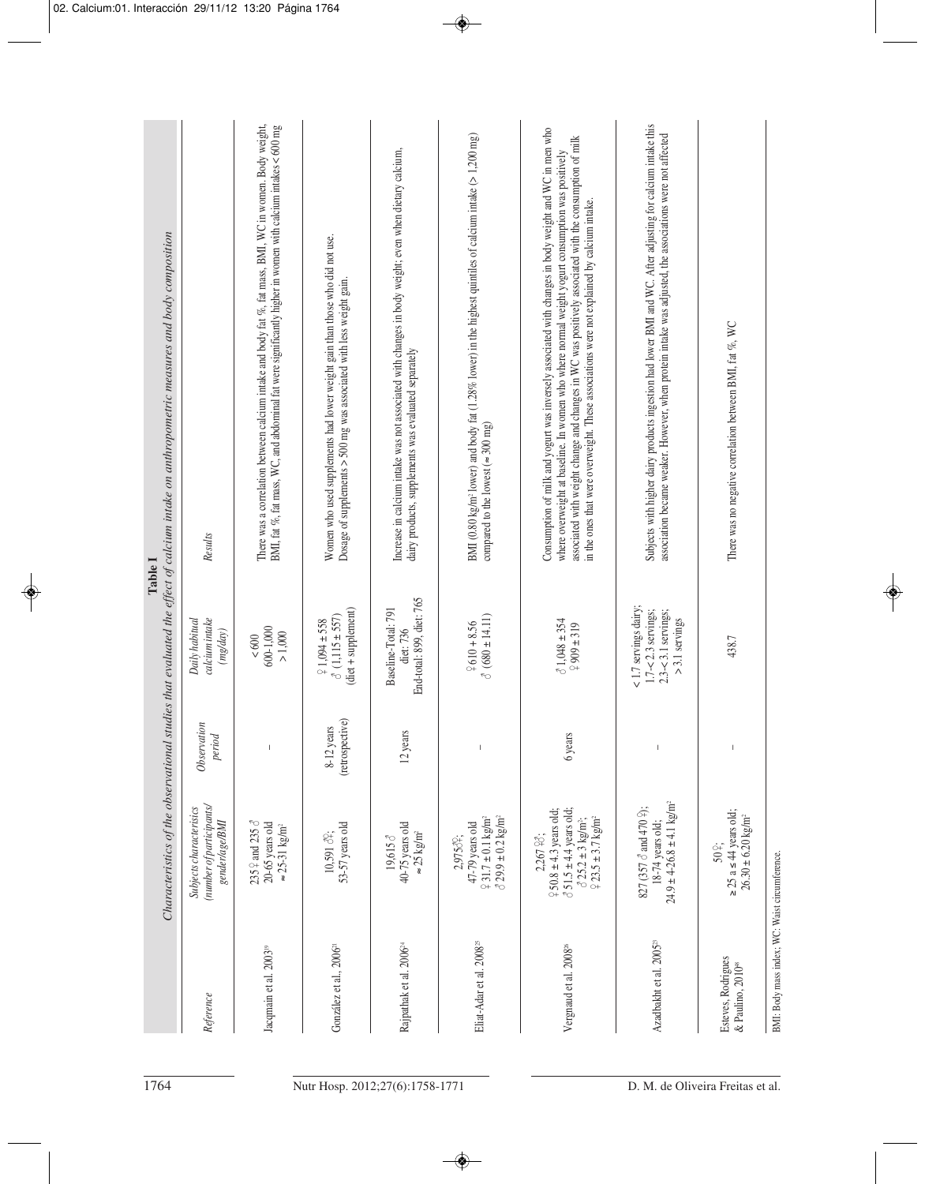**Table I**

*Characteristics of the observational studies that evaluated the effect of calcium intake on anthropometric measures and body composition*

| *Reference* | *Subjects characteristics (number of participants/ gender/age/BMI* | *Observation period* | *Daily habitual calcium intake (mg/day)* | *Results* |
|---|---|---|---|---|
| Jacqmain et al. 2003[19] | 235 ♀ and 235 ♂ 20-65 years old ≈ 25-31 kg/m² | – | < 600 600-1,000 > 1,000 | There was a correlation between calcium intake and body fat %, fat mass, BMI, WC in women. Body weight, BMI, fat %, fat mass, WC, and abdominal fat were significantly higher in women with calcium intakes < 600 mg |
| González et al., 2006[21] | 10,591 ♂♀; 53-57 years old | 8-12 years (retrospective) | ♀ 1,094 ± 558 ♂ (1,115 ± 557) (diet + supplement) | Women who used supplements had lower weight gain than those who did not use. Dosage of supplements > 500 mg was associated with less weight gain. |
| Rajpathak et al. 2006[24] | 19,615 ♂ 40-75 years old ≈ 25 kg/m² | 12 years | Baseline-Total: 791 diet: 736 End-total: 899, diet: 765 | Increase in calcium intake was not associated with changes in body weight; even when dietary calcium, dairy products, supplements was evaluated separately |
| Eliat-Adar et al. 2008[25] | 2,975♂♀; 47-79 years old ♀ 31.7 ± 0.1 kg/m² ♂ 29.9 ± 0.2 kg/m² | – | ♀ 610 + 8.56 ♂ (680 ± 14.11) | BMI (0.80 kg/m² lower) and body fat (1.28% lower) in the highest quintiles of calcium intake (> 1,200 mg) compared to the lowest (≈ 300 mg) |
| Vergnaud et al. 2008[26] | 2,267 ♀♂; ♀ 50.8 ± 4.3 years old; ♂ 51.5 ± 4.4 years old; ♂ 25.2 ± 3 kg/m²; ♀ 23.5 ± 3.7 kg/m² | 6 years | ♂ 1,048 ± 354 ♀ 909 ± 319 | Consumption of milk and yogurt was inversely associated with changes in body weight and WC in men who where overweight at baseline. In women who where normal weight yogurt consumption was positively associated with weight change and changes in WC was positively associated with the consumption of milk in the ones that were overweight. These associations were not explained by calcium intake. |
| Azadbakht et al. 2005[23] | 827 (357 ♂ and 470 ♀); 18-74 years old; 24.9 ± 4-26.8 ± 4.1 kg/m² | – | < 1.7 servings dairy; 1.7-< 2.3 servings; 2.3-< 3.1 servings; > 3.1 servings | Subjects with higher dairy products ingestion had lower BMI and WC. After adjusting for calcium intake this association became weaker. However, when protein intake was adjusted, the associations were not affected |
| Esteves, Rodrigues & Paulino, 2010[48] | 50♀; ≥ 25 a ≤ 44 years old; 26.30 ± 6.20 kg/m² | – | 438.7 | There was no negative correlation between BMI, fat %, WC |

BMI: Body mass index; WC: Waist circumference.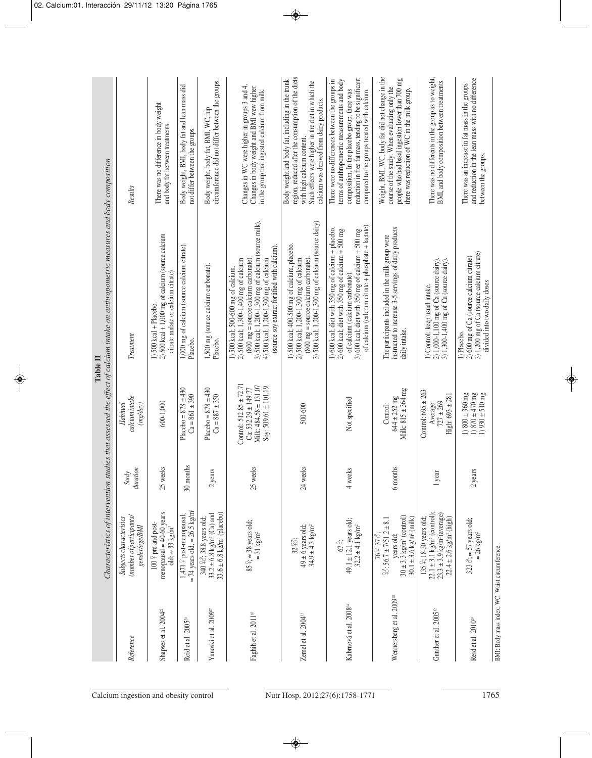**Table II**
*Characteristics of intervention studies that assessed the effect of calcium intake on anthropometric measures and body composition*

| *Reference* | *Subjects characterisics (number of participants/ gender/age/BMI* | *Study duration* | *Habitual calcium intake (mg/day)* | *Treatment* | *Results* |
|---|---|---|---|---|---|
| Shapses et al. 2004[42] | 100 ♀ pre and post-menopausal ≈ 40-60 years old; ≈ 33 kg/m² | 25 weeks | 600-1,000 | 1) 500 kcal + Placebo. 2) 500 kcal + 1,000 mg of calcium (source calcium citrate malate or calcium citrate). | There was no difference in body weight and body fat between treatments. |
| Reid et al. 2005[20] | 1,471 ♀ post-menopausal; ≈ 74 years old; ≈ 26.5 kg/m² | 30 months | Placebo = 878 ± 430 Ca = 861 ± 390 | 1,000 mg of calcium (source calcium citrate). Placebo. | Body weight, BMI, body fat and lean mass did not differ between the groups. |
| Yanoski et al. 2009[27] | 340 ♀♂; 38.8 years old; 33.2 ± 6.8 kg/m² (Ca) and 33.6 ± 6.8 kg/m² (placebo) | 2 years | Placebo = 878 ± 430 Ca = 887 ± 350 | 1,500 mg (source calcium carbonate). Placebo. | Body weight, body fat, BMI, WC, hip circumference did not differ between the groups. |
| Faghih et al. 2011[83] | 85♀; ≈ 38 years old; ≈ 31 kg/m² | 25 weeks | Control: 512.85 ± 72.71 Ca: 532.29 ± 149.77 Milk: 484.58 ± 131.07 Soy: 509.61 ± 101.19 | 1) 500 kcal; 500-600 mg of calcium. 2) 500 kcal; 1,300-1,400 mg of calcium (800 mg = source calcium carbonate). 3) 500 kcal; 1,200-1,300 mg of calcium (source milk). 4) 500 kcal; 1,200-1,300 mg of calcium (source soy extract fortified with calcium). | Changes in WC were higher in groups 3 and 4. Changes in body weight and BMI wew higher in the group that ingested calcium from milk. |
| Zemel et al. 2004[33] | 32 ♀♂; 49 ± 6 years old; 34.9 ± 4.3 kg/m² | 24 weeks | 500-600 | 1) 500 kcal; 400-500 mg of calcium, placebo. 2) 500 kcal; 1,200-1,300 mg of calcium (800 mg = source calcium carbonate). 3) 500 kcal; 1,200-1,300 mg of calcium (source dairy). | Body weight and body fat, including in the trunk region, reduced after the consumption of the diets with high calcium content. Such effects were higher in the diet in which the calcium was derived from dairy products. |
| Kabrnová et al. 2008[84] | 67♀; 49.1 ± 12.1 years old; 32.2 ± 4.1 kg/m² | 4 weeks | Not specified | 1) 600 kcal; diet with 350 mg of calcium + placebo. 2) 600 kcal; diet with 350 mg of calcium + 500 mg of calcium (calcium carbonate). 3) 600 kcal; diet with 350 mg of calcium + 500 mg of calcium (calcium citrate + phosphate + lactate). | There were no differences between the groups in terms of anthropometric measurements and body composition. In the placebo group, there was reduction in free fat mass, tending to be significant compared to the groups treated with calcium. |
| Wennersberg et al. 2009[28] | 76 ♀ 37 ♂; ♀♂: 56.7 ± 7/51.2 ± 8.1 years old; 30 ± 3.3 kg/m² (control) 30.1 ± 3.6 kg/m² (milk) | 6 months | Control: 644 ± 252 mg Milk: 815 ± 364 mg | The participants included in the milk group were instructed to increase 3-5 servings of dairy products daily intake. | Weight, BMI, WC, body fat did not change in the course of the study. When evaluating only the people who had basal ingestion lower than 700 mg there was reduction of WC in the milk group. |
| Gunther et al. 2005[12] | 135 ♀; 18-30 years old; 22.1 ± 3.1 kg/m² (control); 23.3 ± 3.9 kg/m² (average) 22.4 ± 2.6 kg/m² (high) | 1 year | Control: 695 ± 263 Average 727 ± 269 High: 693 ± 281 | 1) Control: keep usual intake. 2) 1,000-1,100 mg of Ca (source dairy). 3) 1,300-1,400 mg of Ca (source dairy). | There was no differents in the group as to weight, BMI, and body composition between treatments. |
| Reid et al. 2010[29] | 323 ♂; ≈ 57 years old; ≈ 26 kg/m² | 2 years | 1) 800 ± 360 mg 1) 870 ± 470 mg 1) 930 ± 510 mg | 1) Placebo. 2) 600 mg of Ca (source calcium citrate) 3) 1,200 mg of Ca (source calcium citrate) divided into two daily doses | There was an increase in fat mass in the groups and reduction in the lean mass with no difference between the groups. |

BMI: Body mass index; WC: Waist circumference.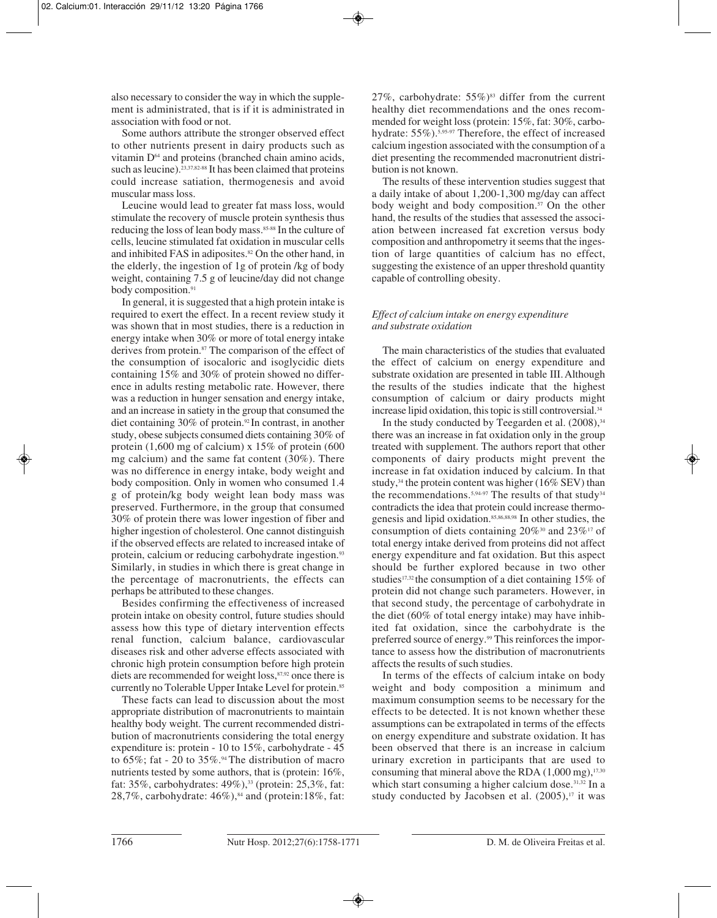also necessary to consider the way in which the supplement is administrated, that is if it is administrated in association with food or not.

Some authors attribute the stronger observed effect to other nutrients present in dairy products such as vitamin D[64] and proteins (branched chain amino acids, such as leucine).[23,37,82-88] It has been claimed that proteins could increase satiation, thermogenesis and avoid muscular mass loss.

Leucine would lead to greater fat mass loss, would stimulate the recovery of muscle protein synthesis thus reducing the loss of lean body mass.[85-88] In the culture of cells, leucine stimulated fat oxidation in muscular cells and inhibited FAS in adiposites.[82] On the other hand, in the elderly, the ingestion of 1g of protein /kg of body weight, containing 7.5 g of leucine/day did not change body composition.[91]

In general, it is suggested that a high protein intake is required to exert the effect. In a recent review study it was shown that in most studies, there is a reduction in energy intake when 30% or more of total energy intake derives from protein.[87] The comparison of the effect of the consumption of isocaloric and isoglycidic diets containing 15% and 30% of protein showed no difference in adults resting metabolic rate. However, there was a reduction in hunger sensation and energy intake, and an increase in satiety in the group that consumed the diet containing 30% of protein.[92] In contrast, in another study, obese subjects consumed diets containing 30% of protein (1,600 mg of calcium) x 15% of protein (600 mg calcium) and the same fat content (30%). There was no difference in energy intake, body weight and body composition. Only in women who consumed 1.4 g of protein/kg body weight lean body mass was preserved. Furthermore, in the group that consumed 30% of protein there was lower ingestion of fiber and higher ingestion of cholesterol. One cannot distinguish if the observed effects are related to increased intake of protein, calcium or reducing carbohydrate ingestion.[93] Similarly, in studies in which there is great change in the percentage of macronutrients, the effects can perhaps be attributed to these changes.

Besides confirming the effectiveness of increased protein intake on obesity control, future studies should assess how this type of dietary intervention effects renal function, calcium balance, cardiovascular diseases risk and other adverse effects associated with chronic high protein consumption before high protein diets are recommended for weight loss,[87,92] once there is currently no Tolerable Upper Intake Level for protein.[85]

These facts can lead to discussion about the most appropriate distribution of macronutrients to maintain healthy body weight. The current recommended distribution of macronutrients considering the total energy expenditure is: protein - 10 to 15%, carbohydrate - 45 to 65%; fat - 20 to 35%.[94] The distribution of macro nutrients tested by some authors, that is (protein: 16%, fat: 35%, carbohydrates: 49%),[33] (protein: 25,3%, fat: 28,7%, carbohydrate: 46%),[84] and (protein:18%, fat: 27%, carbohydrate: 55%)[83] differ from the current healthy diet recommendations and the ones recommended for weight loss (protein: 15%, fat: 30%, carbohydrate: 55%).[5,95-97] Therefore, the effect of increased calcium ingestion associated with the consumption of a diet presenting the recommended macronutrient distribution is not known.

The results of these intervention studies suggest that a daily intake of about 1,200-1,300 mg/day can affect body weight and body composition.[57] On the other hand, the results of the studies that assessed the association between increased fat excretion versus body composition and anthropometry it seems that the ingestion of large quantities of calcium has no effect, suggesting the existence of an upper threshold quantity capable of controlling obesity.

### *Effect of calcium intake on energy expenditure and substrate oxidation*

The main characteristics of the studies that evaluated the effect of calcium on energy expenditure and substrate oxidation are presented in table III. Although the results of the studies indicate that the highest consumption of calcium or dairy products might increase lipid oxidation, this topic is still controversial.[34]

In the study conducted by Teegarden et al. (2008),[34] there was an increase in fat oxidation only in the group treated with supplement. The authors report that other components of dairy products might prevent the increase in fat oxidation induced by calcium. In that study,[34] the protein content was higher (16% SEV) than the recommendations.[5,94-97] The results of that study[34] contradicts the idea that protein could increase thermogenesis and lipid oxidation.[85,86,88,98] In other studies, the consumption of diets containing 20%[30] and 23%[17] of total energy intake derived from proteins did not affect energy expenditure and fat oxidation. But this aspect should be further explored because in two other studies[17,32] the consumption of a diet containing 15% of protein did not change such parameters. However, in that second study, the percentage of carbohydrate in the diet (60% of total energy intake) may have inhibited fat oxidation, since the carbohydrate is the preferred source of energy.[99] This reinforces the importance to assess how the distribution of macronutrients affects the results of such studies.

In terms of the effects of calcium intake on body weight and body composition a minimum and maximum consumption seems to be necessary for the effects to be detected. It is not known whether these assumptions can be extrapolated in terms of the effects on energy expenditure and substrate oxidation. It has been observed that there is an increase in calcium urinary excretion in participants that are used to consuming that mineral above the RDA (1,000 mg),[17,30] which start consuming a higher calcium dose.[31,32] In a study conducted by Jacobsen et al. (2005),[17] it was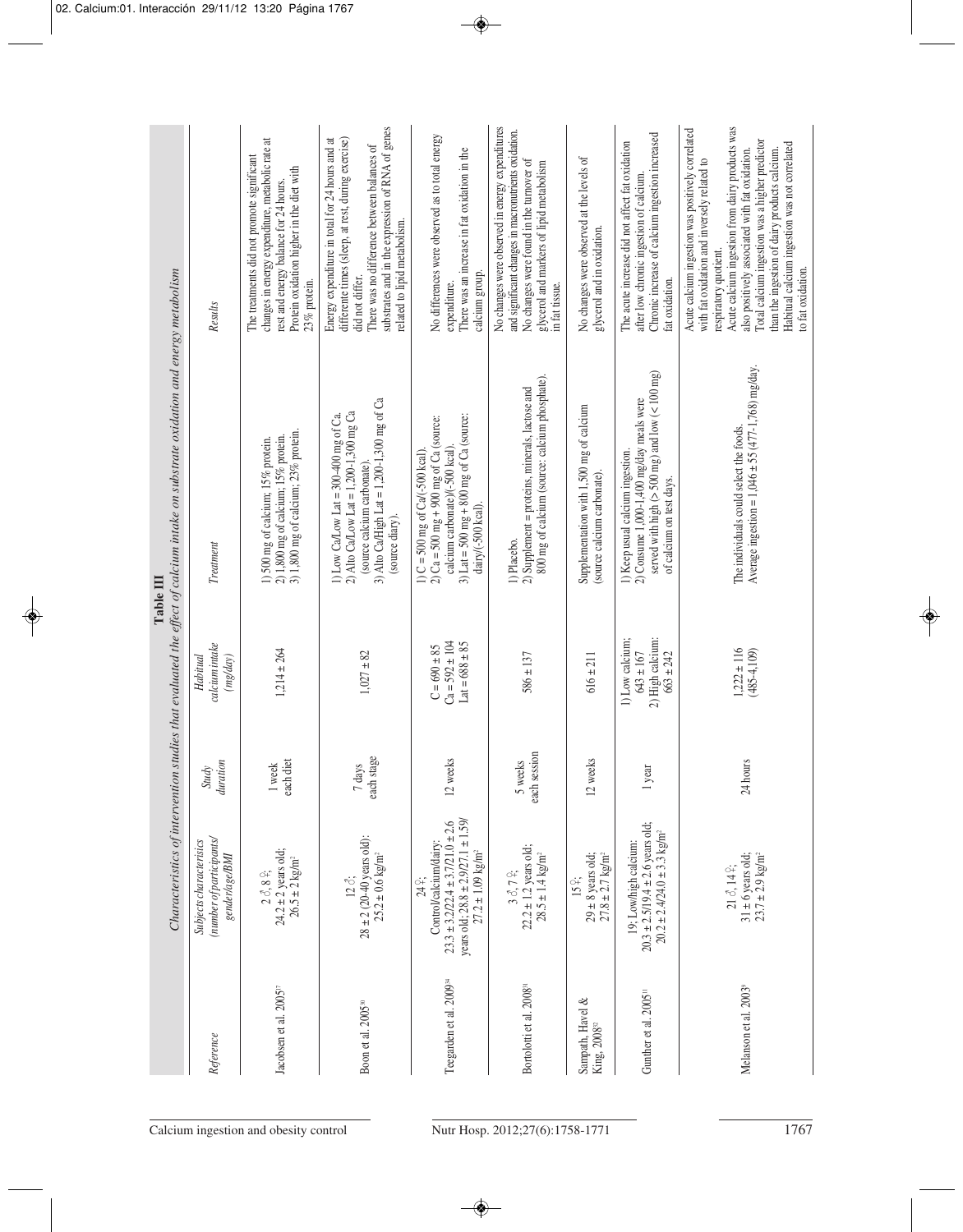**Table III**
*Characteristics of intervention studies that evaluated the effect of calcium intake on substrate oxidation and energy metabolism*

| *Reference* | *Subjects characterisics (number of participants/ gender/age/BMI* | *Study duration* | *Habitual calcium intake (mg/day)* | *Treatment* | *Results* |
|---|---|---|---|---|---|
| Jacobsen et al. 2005[17] | 2♂, 8♀; 24.2 ± 2 years old; 26.5 ± 2 kg/m² | 1 week each diet | 1,214 ± 264 | 1) 500 mg of calcium; 15% protein. 2) 1,800 mg of calcium; 15% protein. 3) 1,800 mg of calcium; 23% protein. | The treatments did not promote significant changes in energy expenditure, metabolic rate at rest and energy balance for 24 hours. Protein oxidation higher in the diet with 23% protein. |
| Boon et al. 2005[30] | 12♂; 28 ± 2 (20-40 years old); 25.2 ± 0.6 kg/m² | 7 days each stage | 1,027 ± 82 | 1) Low Ca/Low Lat = 300-400 mg of Ca. 2) Alto Ca/Low Lat = 1,200-1,300 mg Ca (source calcium carbonate). 3) Alto Ca/High Lat = 1,200-1,300 mg of Ca (source diary). | Energy expenditure in total for 24 hours and at different times (sleep, at rest, during exercise) did not differ. There was no difference between balances of substrates and in the expression of RNA of genes related to lipid metabolism. |
| Teegarden et al. 2009[34] | 24♀; Control/calcium/dairy: 23.3 ± 3.2/22.4 ± 3.7/21.0 ± 2.6 years old; 28.8 ± 2.9/27.1 ± 1.59/ 27.2 ± 1.09 kg/m² | 12 weeks | C = 690 ± 85 Ca = 592 ± 104 Lat = 688 ± 85 | 1) C = 500 mg of Ca/(-500 kcal). 2) Ca = 500 mg + 900 mg of Ca (source: calcium carbonate)/(-500 kcal). 3) Lat = 500 mg + 800 mg of Ca (source: dairy/(-500 kcal). | No differences were observed as to total energy expenditure. There was an increase in fat oxidation in the calcium group. |
| Bortolotti et al. 2008[31] | 3♂, 7♀; 22.2 ± 1.2 years old; 28.3 ± 1.4 kg/m² | 5 weeks each session | 586 ± 137 | 1) Placebo. 2) Supplement = proteins, minerals, lactose and 800 mg of calcium (source: calcium phosphate). | No changes were observed in energy expenditures and significant changes in macronutrients oxidation. No changes were found in the turnover of glycerol and markers of lipid metabolism in fat tissue. |
| Sampath, Havel & King, 2008[32] | 15♀; 29 ± 8 years old; 27.8 ± 2.7 kg/m² | 12 weeks | 616 ± 211 | Supplementation with 1,500 mg of calcium (source calcium carbonate). | No changes were observed at the levels of glycerol and in oxidation. |
| Gunther et al. 2005[11] | 19; Low/high calcium: 20.3 ± 2.5/19.4 ± 2.6 years old; 20.2 ± 2.4/24.0 ± 3.3 kg/m² | 1 year | 1) Low calcium; 643 ± 167 2) High calcium: 663 ± 242 | 1) Keep usual calcium ingestion. 2) Consume 1,000-1,400 mg/day meals were served with high (> 500 mg) and low (< 100 mg) of calcium on test days. | The acute increase did not affect fat oxidation after low chronic ingestion of calcium. Chronic increase of calcium ingestion increased fat oxidation. |
| Melanson et al. 2003[9] | 21♂, 14♀; 31 ± 6 years old; 23.7 ± 2.9 kg/m² | 24 hours | 1,222 ± 116 (485-4,109) | The individuals could select the foods. Average ingestion = 1,046 ± 55 (477-1,768) mg/day. | Acute calcium ingestion was positively correlated with fat oxidation and inversely related to respiratory quotient. Acute calcium ingestion from dairy products was also positively associated with fat oxidation. Total calcium ingestion was a higher predictor than the ingestion of dairy products calcium. Habitual calcium ingestion was not correlated to fat oxidation. |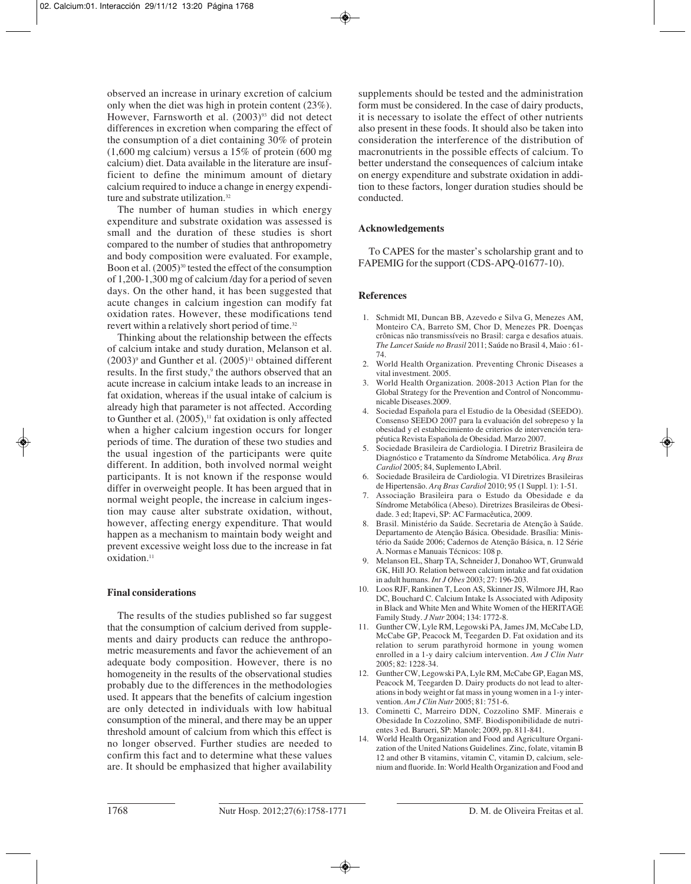observed an increase in urinary excretion of calcium only when the diet was high in protein content (23%). However, Farnsworth et al. (2003)[93] did not detect differences in excretion when comparing the effect of the consumption of a diet containing 30% of protein (1,600 mg calcium) versus a 15% of protein (600 mg calcium) diet. Data available in the literature are insufficient to define the minimum amount of dietary calcium required to induce a change in energy expenditure and substrate utilization.[32]

The number of human studies in which energy expenditure and substrate oxidation was assessed is small and the duration of these studies is short compared to the number of studies that anthropometry and body composition were evaluated. For example, Boon et al. (2005)[30] tested the effect of the consumption of 1,200-1,300 mg of calcium /day for a period of seven days. On the other hand, it has been suggested that acute changes in calcium ingestion can modify fat oxidation rates. However, these modifications tend revert within a relatively short period of time.[32]

Thinking about the relationship between the effects of calcium intake and study duration, Melanson et al. (2003)[9] and Gunther et al. (2005)[11] obtained different results. In the first study,[9] the authors observed that an acute increase in calcium intake leads to an increase in fat oxidation, whereas if the usual intake of calcium is already high that parameter is not affected. According to Gunther et al. (2005),[11] fat oxidation is only affected when a higher calcium ingestion occurs for longer periods of time. The duration of these two studies and the usual ingestion of the participants were quite different. In addition, both involved normal weight participants. It is not known if the response would differ in overweight people. It has been argued that in normal weight people, the increase in calcium ingestion may cause alter substrate oxidation, without, however, affecting energy expenditure. That would happen as a mechanism to maintain body weight and prevent excessive weight loss due to the increase in fat oxidation.[11]

## Final considerations

The results of the studies published so far suggest that the consumption of calcium derived from supplements and dairy products can reduce the anthropometric measurements and favor the achievement of an adequate body composition. However, there is no homogeneity in the results of the observational studies probably due to the differences in the methodologies used. It appears that the benefits of calcium ingestion are only detected in individuals with low habitual consumption of the mineral, and there may be an upper threshold amount of calcium from which this effect is no longer observed. Further studies are needed to confirm this fact and to determine what these values are. It should be emphasized that higher availability supplements should be tested and the administration form must be considered. In the case of dairy products, it is necessary to isolate the effect of other nutrients also present in these foods. It should also be taken into consideration the interference of the distribution of macronutrients in the possible effects of calcium. To better understand the consequences of calcium intake on energy expenditure and substrate oxidation in addition to these factors, longer duration studies should be conducted.

## Acknowledgements

To CAPES for the master's scholarship grant and to FAPEMIG for the support (CDS-APQ-01677-10).

## References

1. Schmidt MI, Duncan BB, Azevedo e Silva G, Menezes AM, Monteiro CA, Barreto SM, Chor D, Menezes PR. Doenças crônicas não transmissíveis no Brasil: carga e desafios atuais. *The Lancet Saúde no Brasil* 2011; Saúde no Brasil 4, Maio : 61-74.
2. World Health Organization. Preventing Chronic Diseases a vital investment. 2005.
3. World Health Organization. 2008-2013 Action Plan for the Global Strategy for the Prevention and Control of Noncommunicable Diseases.2009.
4. Sociedad Española para el Estudio de la Obesidad (SEEDO). Consenso SEEDO 2007 para la evaluación del sobrepeso y la obesidad y el establecimiento de criterios de intervención terapéutica Revista Española de Obesidad. Marzo 2007.
5. Sociedade Brasileira de Cardiologia. I Diretriz Brasileira de Diagnóstico e Tratamento da Síndrome Metabólica. *Arq Bras Cardiol* 2005; 84, Suplemento I,Abril.
6. Sociedade Brasileira de Cardiologia. VI Diretrizes Brasileiras de Hipertensão. *Arq Bras Cardiol* 2010; 95 (1 Suppl. 1): 1-51.
7. Associação Brasileira para o Estudo da Obesidade e da Síndrome Metabólica (Abeso). Diretrizes Brasileiras de Obesidade. 3 ed; Itapevi, SP: AC Farmacêutica, 2009.
8. Brasil. Ministério da Saúde. Secretaria de Atenção à Saúde. Departamento de Atenção Básica. Obesidade. Brasília: Ministério da Saúde 2006; Cadernos de Atenção Básica, n. 12 Série A. Normas e Manuais Técnicos: 108 p.
9. Melanson EL, Sharp TA, Schneider J, Donahoo WT, Grunwald GK, Hill JO. Relation between calcium intake and fat oxidation in adult humans. *Int J Obes* 2003; 27: 196-203.
10. Loos RJF, Rankinen T, Leon AS, Skinner JS, Wilmore JH, Rao DC, Bouchard C. Calcium Intake Is Associated with Adiposity in Black and White Men and White Women of the HERITAGE Family Study. *J Nutr* 2004; 134: 1772-8.
11. Gunther CW, Lyle RM, Legowski PA, James JM, McCabe LD, McCabe GP, Peacock M, Teegarden D. Fat oxidation and its relation to serum parathyroid hormone in young women enrolled in a 1-y dairy calcium intervention. *Am J Clin Nutr* 2005; 82: 1228-34.
12. Gunther CW, Legowski PA, Lyle RM, McCabe GP, Eagan MS, Peacock M, Teegarden D. Dairy products do not lead to alterations in body weight or fat mass in young women in a 1-y intervention. *Am J Clin Nutr* 2005; 81: 751-6.
13. Cominetti C, Marreiro DDN, Cozzolino SMF. Minerais e Obesidade In Cozzolino, SMF. Biodisponibilidade de nutrientes 3 ed. Barueri, SP: Manole; 2009, pp. 811-841.
14. World Health Organization and Food and Agriculture Organization of the United Nations Guidelines. Zinc, folate, vitamin B 12 and other B vitamins, vitamin C, vitamin D, calcium, selenium and fluoride. In: World Health Organization and Food and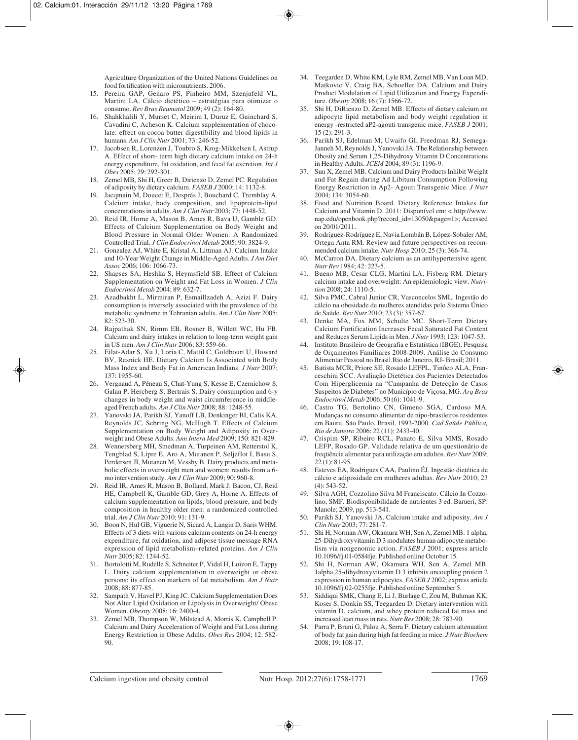Agriculture Organization of the United Nations Guidelines on food fortification with micronutrients. 2006.

15. Pereira GAP, Genaro PS, Pinheiro MM, Szenjnfeld VL, Martini LA. Cálcio dietético – estratégias para otimizar o consumo. *Rev Bras Reumatol* 2009; 49 (2): 164-80.
16. Shahkhalili Y, Murset C, Meirim I, Duruz E, Guinchard S, Cavadini C, Acheson K. Calcium supplementation of chocolate: effect on cocoa butter digestibility and blood lipids in humans. *Am J Clin Nutr* 2001; 73: 246-52.
17. Jacobsen R, Lorenzen J, Toubro S, Krog-Mikkelsen I, Astrup A. Effect of short- term high dietary calcium intake on 24-h energy expenditure, fat oxidation, and fecal fat excretion. *Int J Obes* 2005; 29: 292-301.
18. Zemel MB, Shi H, Greer B, Dirienzo D, Zemel PC. Regulation of adiposity by dietary calcium. *FASEB J* 2000; 14: 1132-8.
19. Jacqmain M, Doucet E, Després J, Bouchard C, Tremblay A. Calcium intake, body composition, and lipoprotein-lipid concentrations in adults. *Am J Clin Nutr* 2003; 77: 1448-52.
20. Reid IR, Horne A, Mason B, Ames R, Bava U, Gamble GD. Effects of Calcium Supplementation on Body Weight and Blood Pressure in Normal Older Women: A Randomized Controlled Trial. *J Clin Endocrinol Metab* 2005; 90: 3824-9.
21. Gonzalez AJ, White E, Kristal A, Littman AJ. Calcium Intake and 10-Year Weight Change in Middle-Aged Adults. *J Am Diet Assoc* 2006; 106: 1066-73.
22. Shapses SA, Heshka S, Heymsfield SB. Effect of Calcium Supplementation on Weight and Fat Loss in Women. *J Clin Endocrinol Metab* 2004; 89: 632-7.
23. Azadbakht L, Mirmiran P, Esmaillzadeh A, Azizi F. Dairy consumption is inversely associated with the prevalence of the metabolic syndrome in Tehranian adults. *Am J Clin Nutr* 2005; 82: 523-30.
24. Rajpathak SN, Rimm EB, Rosner B, Willett WC, Hu FB. Calcium and dairy intakes in relation to long-term weight gain in US men. *Am J Clin Nutr* 2006; 83: 559-66.
25. Eilat-Adar S, Xu J, Loria C, Mattil C, Goldbourt U, Howard BV, Resnick HE. Dietary Calcium Is Associated with Body Mass Index and Body Fat in American Indians. *J Nutr* 2007; 137: 1955-60.
26. Vergnaud A, Péneau S, Chat-Yung S, Kesse E, Czernichow S, Galan P, Hercberg S, Bertrais S. Dairy consumption and 6-y changes in body weight and waist circumference in middle-aged French adults. *Am J Clin Nutr* 2008; 88: 1248-55.
27. Yanovski JA, Parikh SJ, Yanoff LB, Denkinger BI, Calis KA, Reynolds JC, Sebring NG, McHugh T. Effects of Calcium Supplementation on Body Weight and Adiposity in Overweight and Obese Adults. *Ann Intern Med* 2009; 150: 821-829.
28. Wennersberg MH, Smedman A, Turpeinen AM, Retterstol K, Tengblad S, Lipre E, Aro A, Mutanen P, Seljeflot I, Basu S, Perdersen JI, Mutanen M, Vessby B. Dairy products and metabolic effects in overweight men and women: results from a 6-mo intervention study. *Am J Clin Nutr* 2009; 90: 960-8.
29. Reid IR, Ames R, Mason B, Bolland, Mark J: Bacon, CJ, Reid HE, Campbell K, Gamble GD, Grey A, Horne A. Effects of calcium supplementation on lipids, blood pressure, and body composition in healthy older men: a randomized controlled trial. *Am J Clin Nutr* 2010; 91: 131-9.
30. Boon N, Hul GB, Viguerie N, Sicard A, Langin D, Saris WHM. Effects of 3 diets with various calcium contents on 24-h energy expenditure, fat oxidation, and adipose tissue message RNA expression of lipid metabolism–related proteins. *Am J Clin Nutr* 2005; 82: 1244-52.
31. Bortolotti M, Rudelle S, Schneiter P, Vidal H, Loizon E, Tappy L. Dairy calcium supplementation in overweight or obese persons: its effect on markers of fat metabolism. *Am J Nutr* 2008; 88: 877-85.
32. Sampath V, Havel PJ, King JC. Calcium Supplementation Does Not Alter Lipid Oxidation or Lipolysis in Overweight/ Obese Women. *Obesity* 2008; 16: 2400-4.
33. Zemel MB, Thompson W, Milstead A, Morris K, Campbell P. Calcium and Dairy Acceleration of Weight and Fat Loss during Energy Restriction in Obese Adults. *Obes Res* 2004; 12: 582-90.
34. Teegarden D, White KM, Lyle RM, Zemel MB, Van Loan MD, Matkovic V, Craig BA, Schoeller DA. Calcium and Dairy Product Modulation of Lipid Utilization and Energy Expenditure. *Obesity* 2008; 16 (7): 1566-72.
35. Shi H, DiRienzo D, Zemel MB. Effects of dietary calcium on adipocyte lipid metabolism and body weight regulation in energy -restricted aP2-agouti transgenic mice. *FASEB J* 2001; 15 (2): 291-3.
36. Parikh SJ, Edelman M, Uwaifo GI, Freedman RJ, Semega-Janneh M, Reynolds J, Yanovski JA. The Relationship between Obesity and Serum 1,25-Dihydroxy Vitamin D Concentrations in Healthy Adults. *JCEM* 2004; 89 (3): 1196-9.
37. Sun X, Zemel MB. Calcium and Dairy Products Inhibit Weight and Fat Regain during Ad Libitum Consumption Following Energy Restriction in Ap2- Agouti Transgenic Mice. *J Nutr* 2004; 134: 3054-60.
38. Food and Nutrition Board. Dietary Reference Intakes for Calcium and Vitamin D. 2011: Disponível em: < http://www.nap.edu/openbook.php?record_id=13050&page=1>; Accessed on 20/01/2011.
39. Rodríguez-Rodríguez E, Navia Lombán B, López-Sobaler AM, Ortega Anta RM. Review and future perspectives on recommended calcium intake. *Nutr Hosp* 2010; 25 (3): 366-74.
40. McCarron DA. Dietary calcium as an antihypertensive agent. *Nutr Rev* 1984; 42: 223-5.
41. Bueno MB, Cesar CLG, Martini LA, Fisberg RM. Dietary calcium intake and overweight: An epidemiologic view. *Nutrition* 2008; 24: 1110-5.
42. Silva PMC, Cabral Junior CR, Vasconcelos SML. Ingestão do cálcio na obesidade de mulheres atendidas pelo Sistema Único de Saúde. *Rev Nutr* 2010; 23 (3): 357-67.
43. Denke MA, Fox MM, Schulte MC. Short-Term Dietary Calcium Fortification Increases Fecal Saturated Fat Content and Reduces Serum Lipids in Men. *J Nutr* 1993; 123: 1047-53.
44. Instituto Brasileiro de Geografia e Estatística (IBGE). Pesquisa de Orçamentos Familiares 2008-2009. Análise do Consumo Alimentar Pessoal no Brasil.Rio de Janeiro, RJ- Brasil; 2011.
45. Batista MCR, Priore SE, Rosado LEFPL, Tinôco ALA, Franceschini SCC. Avaliação Dietética dos Pacientes Detectados Com Hiperglicemia na "Campanha de Detecção de Casos Suspeitos de Diabetes" no Município de Viçosa, MG. *Arq Bras Endocrinol Metab* 2006; 50 (6): 1041-9.
46. Castro TG, Bertolino CN, Gimeno SGA, Cardoso MA. Mudanças no consumo alimentar de nipo-brasileiros residentes em Bauru, São Paulo, Brasil, 1993-2000. *Cad Saúde Pública, Rio de Janeiro* 2006; 22 (11): 2433-40.
47. Crispim SP, Ribeiro RCL, Panato E, Silva MMS, Rosado LEFP, Rosado GP. Validade relativa de um questionário de freqüência alimentar para utilização em adultos. *Rev Nutr* 2009; 22 (1): 81-95.
48. Esteves EA, Rodrigues CAA, Paulino ÉJ. Ingestão dietética de cálcio e adiposidade em mulheres adultas. *Rev Nutr* 2010; 23 (4): 543-52.
49. Silva AGH, Cozzolino Silva M Franciscato. Cálcio In Cozzolino, SMF. Biodisponibilidade de nutrientes 3 ed. Barueri, SP: Manole; 2009, pp. 513-541.
50. Parikh SJ, Yanovski JA. Calcium intake and adiposity. *Am J Clin Nutr* 2003; 77: 281-7.
51. Shi H, Norman AW, Okamura WH, Sen A, Zemel MB. 1 alpha, 25-Dihydroxyvitamin D 3 modulates human adipocyte metabolism via nongenomic action. *FASEB J* 2001; express article 10.1096/fj.01-0584fje. Published online October 15.
52. Shi H, Norman AW, Okamura WH, Sen A, Zemel MB. 1alpha,25-dihydroxyvitamin D 3 inhibits uncoupling protein 2 expression in human adipocytes. *FASEB J* 2002; express article 10.1096/fj.02-0255fje. Published online September 5.
53. Siddiqui SMK, Chang E, Li J, Burlage C, Zou M, Buhman KK, Koser S, Donkin SS, Teegarden D. Dietary intervention with vitamin D, calcium, and whey protein reduced fat mass and increased lean mass in rats. *Nutr Res* 2008; 28: 783-90.
54. Parra P, Bruni G, Palou A, Serra F. Dietary calcium attenuation of body fat gain during high fat feeding in mice. *J Nutr Biochem* 2008; 19: 108-17.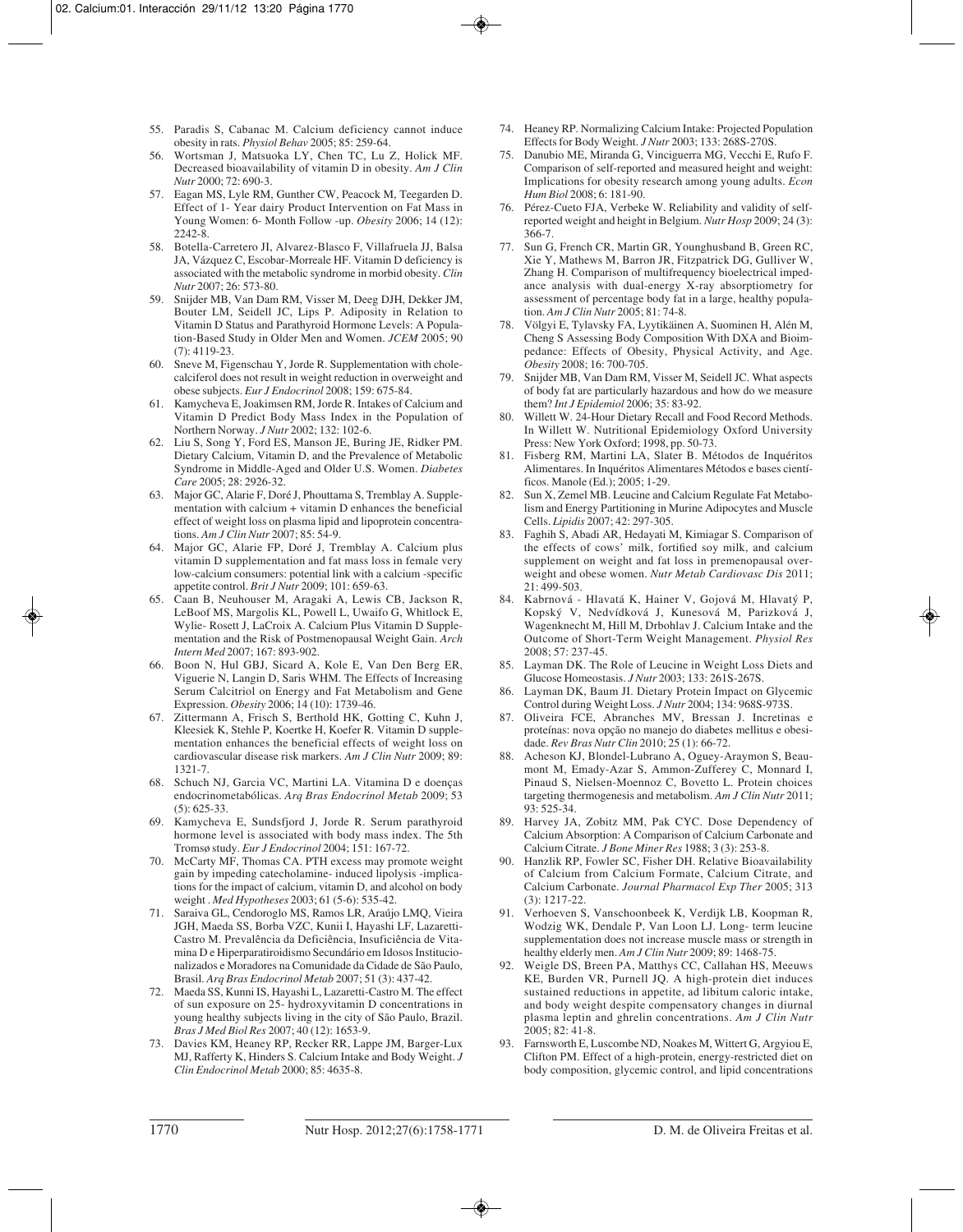55. Paradis S, Cabanac M. Calcium deficiency cannot induce obesity in rats. *Physiol Behav* 2005; 85: 259-64.
56. Wortsman J, Matsuoka LY, Chen TC, Lu Z, Holick MF. Decreased bioavailability of vitamin D in obesity. *Am J Clin Nutr* 2000; 72: 690-3.
57. Eagan MS, Lyle RM, Gunther CW, Peacock M, Teegarden D. Effect of 1- Year dairy Product Intervention on Fat Mass in Young Women: 6- Month Follow -up. *Obesity* 2006; 14 (12): 2242-8.
58. Botella-Carretero JI, Alvarez-Blasco F, Villafruela JJ, Balsa JA, Vázquez C, Escobar-Morreale HF. Vitamin D deficiency is associated with the metabolic syndrome in morbid obesity. *Clin Nutr* 2007; 26: 573-80.
59. Snijder MB, Van Dam RM, Visser M, Deeg DJH, Dekker JM, Bouter LM, Seidell JC, Lips P. Adiposity in Relation to Vitamin D Status and Parathyroid Hormone Levels: A Population-Based Study in Older Men and Women. *JCEM* 2005; 90 (7): 4119-23.
60. Sneve M, Figenschau Y, Jorde R. Supplementation with cholecalciferol does not result in weight reduction in overweight and obese subjects. *Eur J Endocrinol* 2008; 159: 675-84.
61. Kamycheva E, Joakimsen RM, Jorde R. Intakes of Calcium and Vitamin D Predict Body Mass Index in the Population of Northern Norway. *J Nutr* 2002; 132: 102-6.
62. Liu S, Song Y, Ford ES, Manson JE, Buring JE, Ridker PM. Dietary Calcium, Vitamin D, and the Prevalence of Metabolic Syndrome in Middle-Aged and Older U.S. Women. *Diabetes Care* 2005; 28: 2926-32.
63. Major GC, Alarie F, Doré J, Phouttama S, Tremblay A. Supplementation with calcium + vitamin D enhances the beneficial effect of weight loss on plasma lipid and lipoprotein concentrations. *Am J Clin Nutr* 2007; 85: 54-9.
64. Major GC, Alarie FP, Doré J, Tremblay A. Calcium plus vitamin D supplementation and fat mass loss in female very low-calcium consumers: potential link with a calcium -specific appetite control. *Brit J Nutr* 2009; 101: 659-63.
65. Caan B, Neuhouser M, Aragaki A, Lewis CB, Jackson R, LeBoof MS, Margolis KL, Powell L, Uwaifo G, Whitlock E, Wylie- Rosett J, LaCroix A. Calcium Plus Vitamin D Supplementation and the Risk of Postmenopausal Weight Gain. *Arch Intern Med* 2007; 167: 893-902.
66. Boon N, Hul GBJ, Sicard A, Kole E, Van Den Berg ER, Viguerie N, Langin D, Saris WHM. The Effects of Increasing Serum Calcitriol on Energy and Fat Metabolism and Gene Expression. *Obesity* 2006; 14 (10): 1739-46.
67. Zittermann A, Frisch S, Berthold HK, Gotting C, Kuhn J, Kleesiek K, Stehle P, Koertke H, Koefer R. Vitamin D supplementation enhances the beneficial effects of weight loss on cardiovascular disease risk markers. *Am J Clin Nutr* 2009; 89: 1321-7.
68. Schuch NJ, Garcia VC, Martini LA. Vitamina D e doenças endocrinometabólicas. *Arq Bras Endocrinol Metab* 2009; 53 (5): 625-33.
69. Kamycheva E, Sundsfjord J, Jorde R. Serum parathyroid hormone level is associated with body mass index. The 5th Tromsø study. *Eur J Endocrinol* 2004; 151: 167-72.
70. McCarty MF, Thomas CA. PTH excess may promote weight gain by impeding catecholamine- induced lipolysis -implications for the impact of calcium, vitamin D, and alcohol on body weight . *Med Hypotheses* 2003; 61 (5-6): 535-42.
71. Saraiva GL, Cendoroglo MS, Ramos LR, Araújo LMQ, Vieira JGH, Maeda SS, Borba VZC, Kunii I, Hayashi LF, Lazaretti-Castro M. Prevalência da Deficiência, Insuficiência de Vitamina D e Hiperparatiroidismo Secundário em Idosos Institucionalizados e Moradores na Comunidade da Cidade de São Paulo, Brasil. *Arq Bras Endocrinol Metab* 2007; 51 (3): 437-42.
72. Maeda SS, Kunni IS, Hayashi L, Lazaretti-Castro M. The effect of sun exposure on 25- hydroxyvitamin D concentrations in young healthy subjects living in the city of São Paulo, Brazil. *Bras J Med Biol Res* 2007; 40 (12): 1653-9.
73. Davies KM, Heaney RP, Recker RR, Lappe JM, Barger-Lux MJ, Rafferty K, Hinders S. Calcium Intake and Body Weight. *J Clin Endocrinol Metab* 2000; 85: 4635-8.
74. Heaney RP. Normalizing Calcium Intake: Projected Population Effects for Body Weight. *J Nutr* 2003; 133: 268S-270S.
75. Danubio ME, Miranda G, Vinciguerra MG, Vecchi E, Rufo F. Comparison of self-reported and measured height and weight: Implications for obesity research among young adults. *Econ Hum Biol* 2008; 6: 181-90.
76. Pérez-Cueto FJA, Verbeke W. Reliability and validity of self-reported weight and height in Belgium. *Nutr Hosp* 2009; 24 (3): 366-7.
77. Sun G, French CR, Martin GR, Younghusband B, Green RC, Xie Y, Mathews M, Barron JR, Fitzpatrick DG, Gulliver W, Zhang H. Comparison of multifrequency bioelectrical impedance analysis with dual-energy X-ray absorptiometry for assessment of percentage body fat in a large, healthy population. *Am J Clin Nutr* 2005; 81: 74-8.
78. Völgyi E, Tylavsky FA, Lyytikäinen A, Suominen H, Alén M, Cheng S Assessing Body Composition With DXA and Bioimpedance: Effects of Obesity, Physical Activity, and Age. *Obesity* 2008; 16: 700-705.
79. Snijder MB, Van Dam RM, Visser M, Seidell JC. What aspects of body fat are particularly hazardous and how do we measure them? *Int J Epidemiol* 2006; 35: 83-92.
80. Willett W. 24-Hour Dietary Recall and Food Record Methods. In Willett W. Nutritional Epidemiology Oxford University Press: New York Oxford; 1998, pp. 50-73.
81. Fisberg RM, Martini LA, Slater B. Métodos de Inquéritos Alimentares. In Inquéritos Alimentares Métodos e bases científicos. Manole (Ed.); 2005; 1-29.
82. Sun X, Zemel MB. Leucine and Calcium Regulate Fat Metabolism and Energy Partitioning in Murine Adipocytes and Muscle Cells. *Lipidis* 2007; 42: 297-305.
83. Faghih S, Abadi AR, Hedayati M, Kimiagar S. Comparison of the effects of cows' milk, fortified soy milk, and calcium supplement on weight and fat loss in premenopausal overweight and obese women. *Nutr Metab Cardiovasc Dis* 2011; 21: 499-503.
84. Kabrnová - Hlavatá K, Hainer V, Gojová M, Hlavatý P, Kopský V, Nedvídková J, Kunesová M, Parizková J, Wagenknecht M, Hill M, Drbohlav J. Calcium Intake and the Outcome of Short-Term Weight Management. *Physiol Res* 2008; 57: 237-45.
85. Layman DK. The Role of Leucine in Weight Loss Diets and Glucose Homeostasis. *J Nutr* 2003; 133: 261S-267S.
86. Layman DK, Baum JI. Dietary Protein Impact on Glycemic Control during Weight Loss. *J Nutr* 2004; 134: 968S-973S.
87. Oliveira FCE, Abranches MV, Bressan J. Incretinas e proteínas: nova opção no manejo do diabetes mellitus e obesidade. *Rev Bras Nutr Clin* 2010; 25 (1): 66-72.
88. Acheson KJ, Blondel-Lubrano A, Oguey-Araymon S, Beaumont M, Emady-Azar S, Ammon-Zufferey C, Monnard I, Pinaud S, Nielsen-Moennoz C, Bovetto L. Protein choices targeting thermogenesis and metabolism. *Am J Clin Nutr* 2011; 93: 525-34.
89. Harvey JA, Zobitz MM, Pak CYC. Dose Dependency of Calcium Absorption: A Comparison of Calcium Carbonate and Calcium Citrate. *J Bone Miner Res* 1988; 3 (3): 253-8.
90. Hanzlik RP, Fowler SC, Fisher DH. Relative Bioavailability of Calcium from Calcium Formate, Calcium Citrate, and Calcium Carbonate. *Journal Pharmacol Exp Ther* 2005; 313 (3): 1217-22.
91. Verhoeven S, Vanschoonbeek K, Verdijk LB, Koopman R, Wodzig WK, Dendale P, Van Loon LJ. Long- term leucine supplementation does not increase muscle mass or strength in healthy elderly men. *Am J Clin Nutr* 2009; 89: 1468-75.
92. Weigle DS, Breen PA, Matthys CC, Callahan HS, Meeuws KE, Burden VR, Purnell JQ. A high-protein diet induces sustained reductions in appetite, ad libitum caloric intake, and body weight despite compensatory changes in diurnal plasma leptin and ghrelin concentrations. *Am J Clin Nutr* 2005; 82: 41-8.
93. Farnsworth E, Luscombe ND, Noakes M, Wittert G, Argyiou E, Clifton PM. Effect of a high-protein, energy-restricted diet on body composition, glycemic control, and lipid concentrations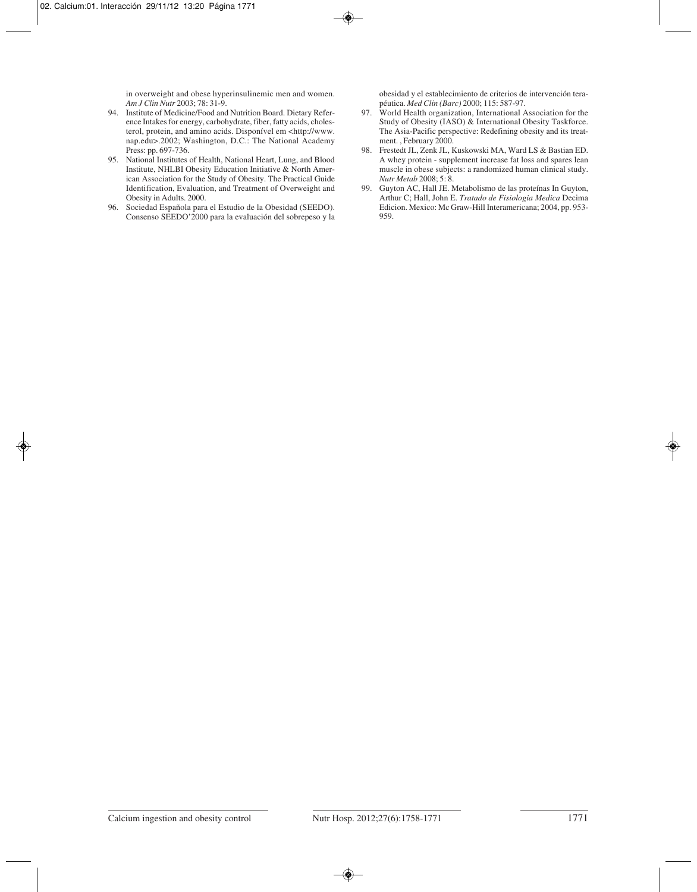in overweight and obese hyperinsulinemic men and women. *Am J Clin Nutr* 2003; 78: 31-9.

94. Institute of Medicine/Food and Nutrition Board. Dietary Reference Intakes for energy, carbohydrate, fiber, fatty acids, cholesterol, protein, and amino acids. Disponível em <http://www.nap.edu>.2002; Washington, D.C.: The National Academy Press: pp. 697-736.
95. National Institutes of Health, National Heart, Lung, and Blood Institute, NHLBI Obesity Education Initiative & North American Association for the Study of Obesity. The Practical Guide Identification, Evaluation, and Treatment of Overweight and Obesity in Adults. 2000.
96. Sociedad Española para el Estudio de la Obesidad (SEEDO). Consenso SEEDO'2000 para la evaluación del sobrepeso y la obesidad y el establecimiento de criterios de intervención terapéutica. *Med Clin (Barc)* 2000; 115: 587-97.
97. World Health organization, International Association for the Study of Obesity (IASO) & International Obesity Taskforce. The Asia-Pacific perspective: Redefining obesity and its treatment. , February 2000.
98. Frestedt JL, Zenk JL, Kuskowski MA, Ward LS & Bastian ED. A whey protein - supplement increase fat loss and spares lean muscle in obese subjects: a randomized human clinical study. *Nutr Metab* 2008; 5: 8.
99. Guyton AC, Hall JE. Metabolismo de las proteínas In Guyton, Arthur C; Hall, John E. *Tratado de Fisiologia Medica* Decima Edicion. Mexico: Mc Graw-Hill Interamericana; 2004, pp. 953-959.